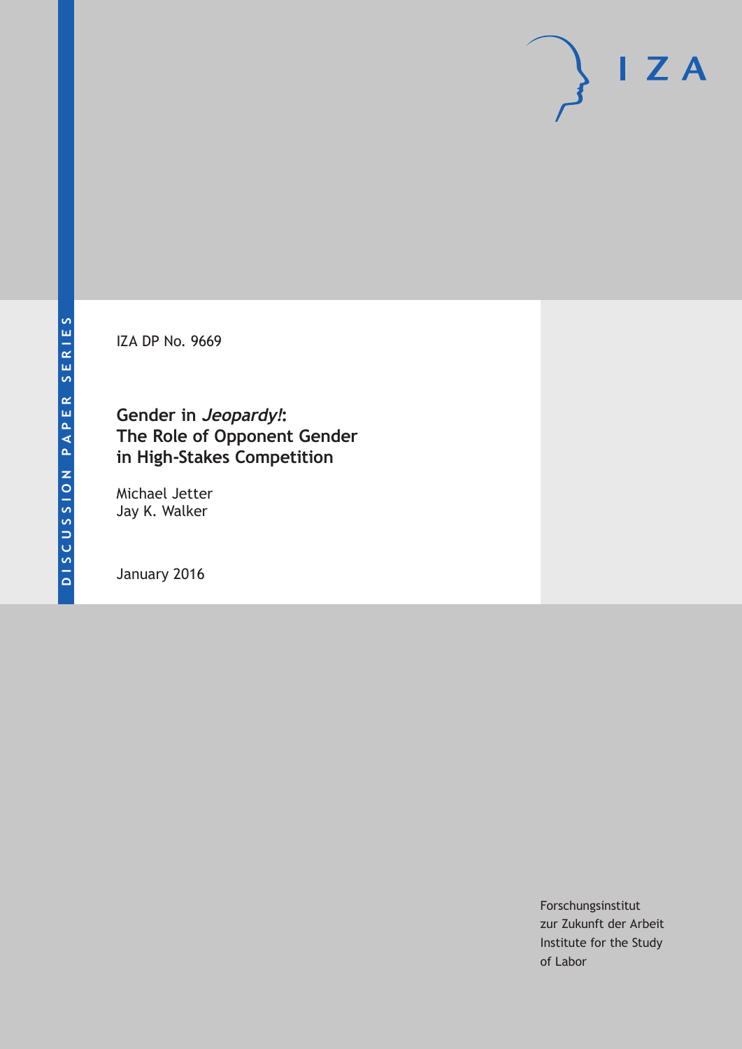DISCUSSION PAPER SERIES

IZA

IZA DP No. 9669

# Gender in *Jeopardy!*: The Role of Opponent Gender in High-Stakes Competition

Michael Jetter
Jay K. Walker

January 2016

Forschungsinstitut
zur Zukunft der Arbeit
Institute for the Study
of Labor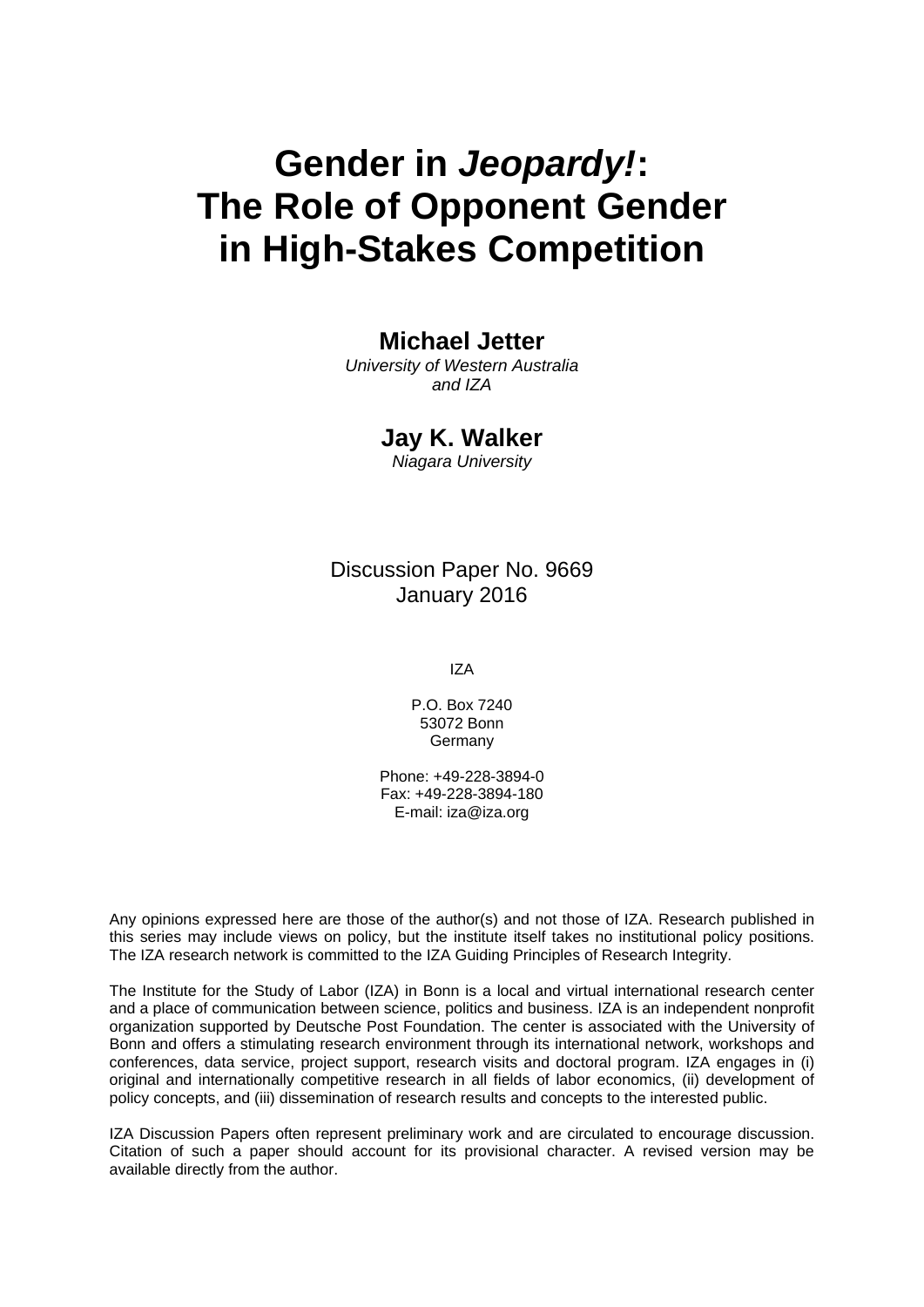# Gender in *Jeopardy!*: The Role of Opponent Gender in High-Stakes Competition

**Michael Jetter**
*University of Western Australia and IZA*

**Jay K. Walker**
*Niagara University*

Discussion Paper No. 9669
January 2016

IZA

P.O. Box 7240
53072 Bonn
Germany

Phone: +49-228-3894-0
Fax: +49-228-3894-180
E-mail: iza@iza.org

Any opinions expressed here are those of the author(s) and not those of IZA. Research published in this series may include views on policy, but the institute itself takes no institutional policy positions. The IZA research network is committed to the IZA Guiding Principles of Research Integrity.

The Institute for the Study of Labor (IZA) in Bonn is a local and virtual international research center and a place of communication between science, politics and business. IZA is an independent nonprofit organization supported by Deutsche Post Foundation. The center is associated with the University of Bonn and offers a stimulating research environment through its international network, workshops and conferences, data service, project support, research visits and doctoral program. IZA engages in (i) original and internationally competitive research in all fields of labor economics, (ii) development of policy concepts, and (iii) dissemination of research results and concepts to the interested public.

IZA Discussion Papers often represent preliminary work and are circulated to encourage discussion. Citation of such a paper should account for its provisional character. A revised version may be available directly from the author.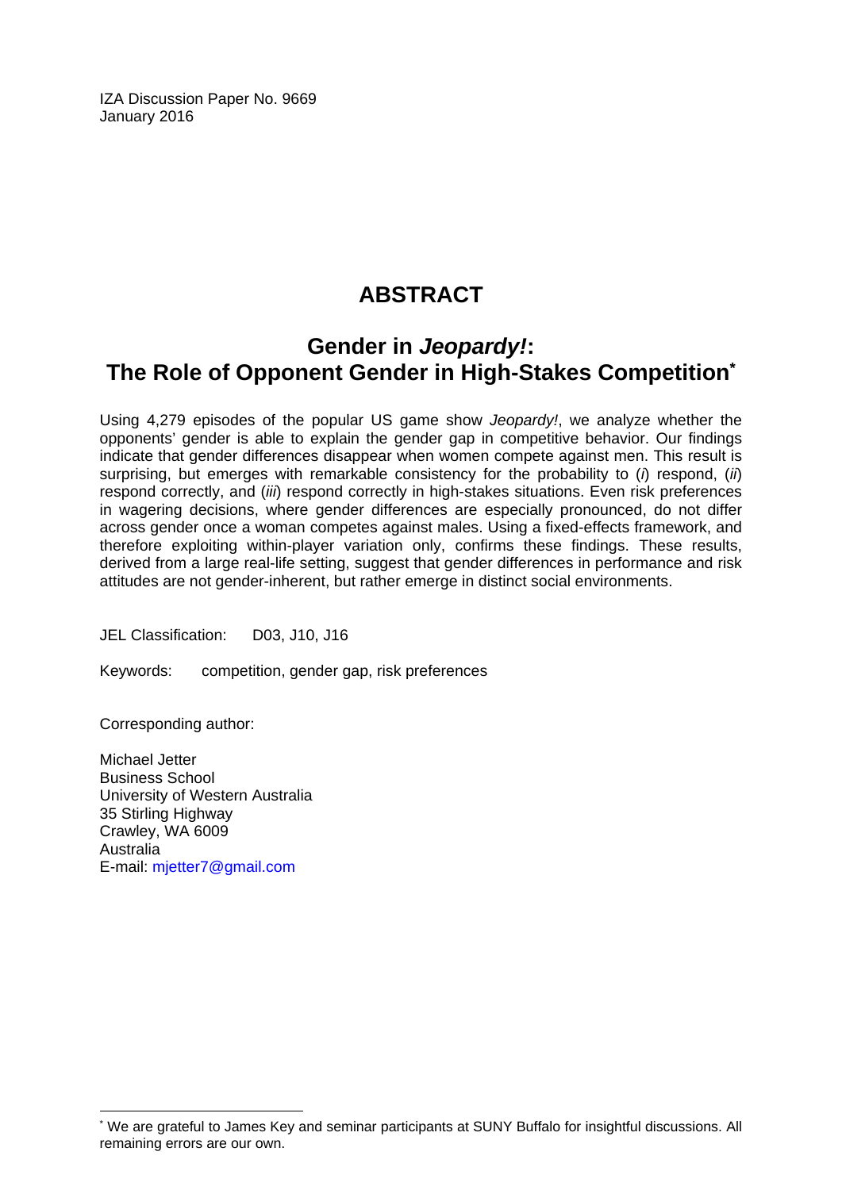IZA Discussion Paper No. 9669
January 2016

## ABSTRACT

## Gender in *Jeopardy!*: The Role of Opponent Gender in High-Stakes Competition*

Using 4,279 episodes of the popular US game show *Jeopardy!*, we analyze whether the opponents' gender is able to explain the gender gap in competitive behavior. Our findings indicate that gender differences disappear when women compete against men. This result is surprising, but emerges with remarkable consistency for the probability to (*i*) respond, (*ii*) respond correctly, and (*iii*) respond correctly in high-stakes situations. Even risk preferences in wagering decisions, where gender differences are especially pronounced, do not differ across gender once a woman competes against males. Using a fixed-effects framework, and therefore exploiting within-player variation only, confirms these findings. These results, derived from a large real-life setting, suggest that gender differences in performance and risk attitudes are not gender-inherent, but rather emerge in distinct social environments.

JEL Classification: D03, J10, J16

Keywords: competition, gender gap, risk preferences

Corresponding author:

Michael Jetter
Business School
University of Western Australia
35 Stirling Highway
Crawley, WA 6009
Australia
E-mail: mjetter7@gmail.com

* We are grateful to James Key and seminar participants at SUNY Buffalo for insightful discussions. All remaining errors are our own.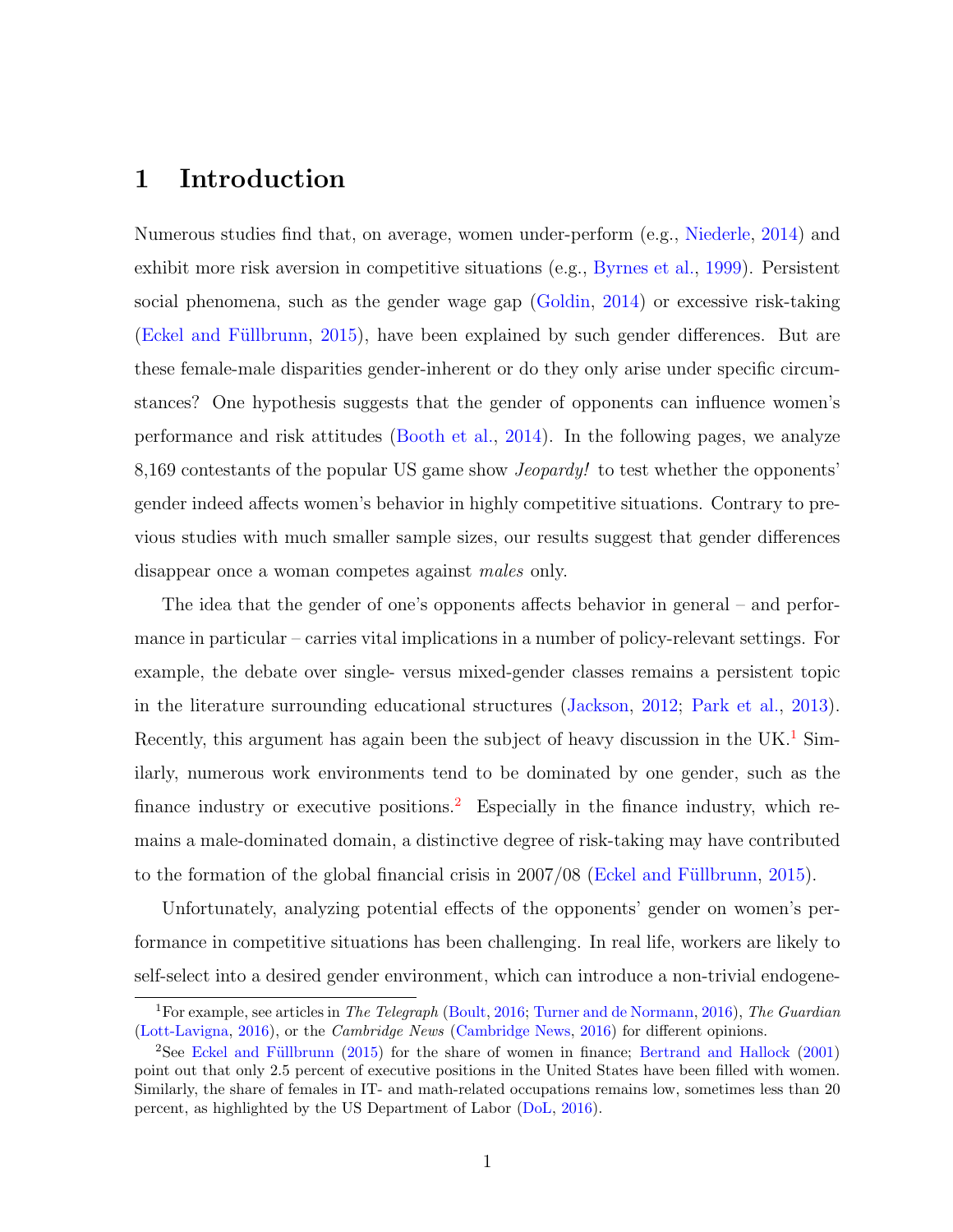# 1 Introduction

Numerous studies find that, on average, women under-perform (e.g., Niederle, 2014) and exhibit more risk aversion in competitive situations (e.g., Byrnes et al., 1999). Persistent social phenomena, such as the gender wage gap (Goldin, 2014) or excessive risk-taking (Eckel and Füllbrunn, 2015), have been explained by such gender differences. But are these female-male disparities gender-inherent or do they only arise under specific circumstances? One hypothesis suggests that the gender of opponents can influence women's performance and risk attitudes (Booth et al., 2014). In the following pages, we analyze 8,169 contestants of the popular US game show *Jeopardy!* to test whether the opponents' gender indeed affects women's behavior in highly competitive situations. Contrary to previous studies with much smaller sample sizes, our results suggest that gender differences disappear once a woman competes against *males* only.

The idea that the gender of one's opponents affects behavior in general – and performance in particular – carries vital implications in a number of policy-relevant settings. For example, the debate over single- versus mixed-gender classes remains a persistent topic in the literature surrounding educational structures (Jackson, 2012; Park et al., 2013). Recently, this argument has again been the subject of heavy discussion in the UK.[1] Similarly, numerous work environments tend to be dominated by one gender, such as the finance industry or executive positions.[2] Especially in the finance industry, which remains a male-dominated domain, a distinctive degree of risk-taking may have contributed to the formation of the global financial crisis in 2007/08 (Eckel and Füllbrunn, 2015).

Unfortunately, analyzing potential effects of the opponents' gender on women's performance in competitive situations has been challenging. In real life, workers are likely to self-select into a desired gender environment, which can introduce a non-trivial endogene-

[1] For example, see articles in *The Telegraph* (Boult, 2016; Turner and de Normann, 2016), *The Guardian* (Lott-Lavigna, 2016), or the *Cambridge News* (Cambridge News, 2016) for different opinions.

[2] See Eckel and Füllbrunn (2015) for the share of women in finance; Bertrand and Hallock (2001) point out that only 2.5 percent of executive positions in the United States have been filled with women. Similarly, the share of females in IT- and math-related occupations remains low, sometimes less than 20 percent, as highlighted by the US Department of Labor (DoL, 2016).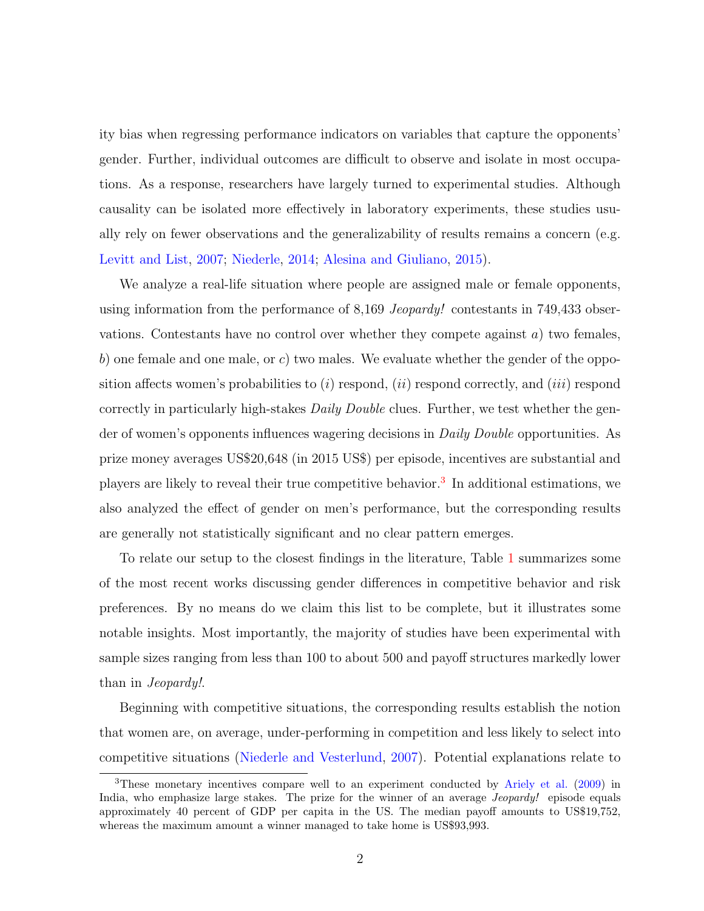ity bias when regressing performance indicators on variables that capture the opponents' gender. Further, individual outcomes are difficult to observe and isolate in most occupations. As a response, researchers have largely turned to experimental studies. Although causality can be isolated more effectively in laboratory experiments, these studies usually rely on fewer observations and the generalizability of results remains a concern (e.g. Levitt and List, 2007; Niederle, 2014; Alesina and Giuliano, 2015).

We analyze a real-life situation where people are assigned male or female opponents, using information from the performance of 8,169 *Jeopardy!* contestants in 749,433 observations. Contestants have no control over whether they compete against *a*) two females, *b*) one female and one male, or *c*) two males. We evaluate whether the gender of the opposition affects women's probabilities to (*i*) respond, (*ii*) respond correctly, and (*iii*) respond correctly in particularly high-stakes *Daily Double* clues. Further, we test whether the gender of women's opponents influences wagering decisions in *Daily Double* opportunities. As prize money averages US$20,648 (in 2015 US$) per episode, incentives are substantial and players are likely to reveal their true competitive behavior.[3] In additional estimations, we also analyzed the effect of gender on men's performance, but the corresponding results are generally not statistically significant and no clear pattern emerges.

To relate our setup to the closest findings in the literature, Table 1 summarizes some of the most recent works discussing gender differences in competitive behavior and risk preferences. By no means do we claim this list to be complete, but it illustrates some notable insights. Most importantly, the majority of studies have been experimental with sample sizes ranging from less than 100 to about 500 and payoff structures markedly lower than in *Jeopardy!*.

Beginning with competitive situations, the corresponding results establish the notion that women are, on average, under-performing in competition and less likely to select into competitive situations (Niederle and Vesterlund, 2007). Potential explanations relate to

[3] These monetary incentives compare well to an experiment conducted by Ariely et al. (2009) in India, who emphasize large stakes. The prize for the winner of an average *Jeopardy!* episode equals approximately 40 percent of GDP per capita in the US. The median payoff amounts to US$19,752, whereas the maximum amount a winner managed to take home is US$93,993.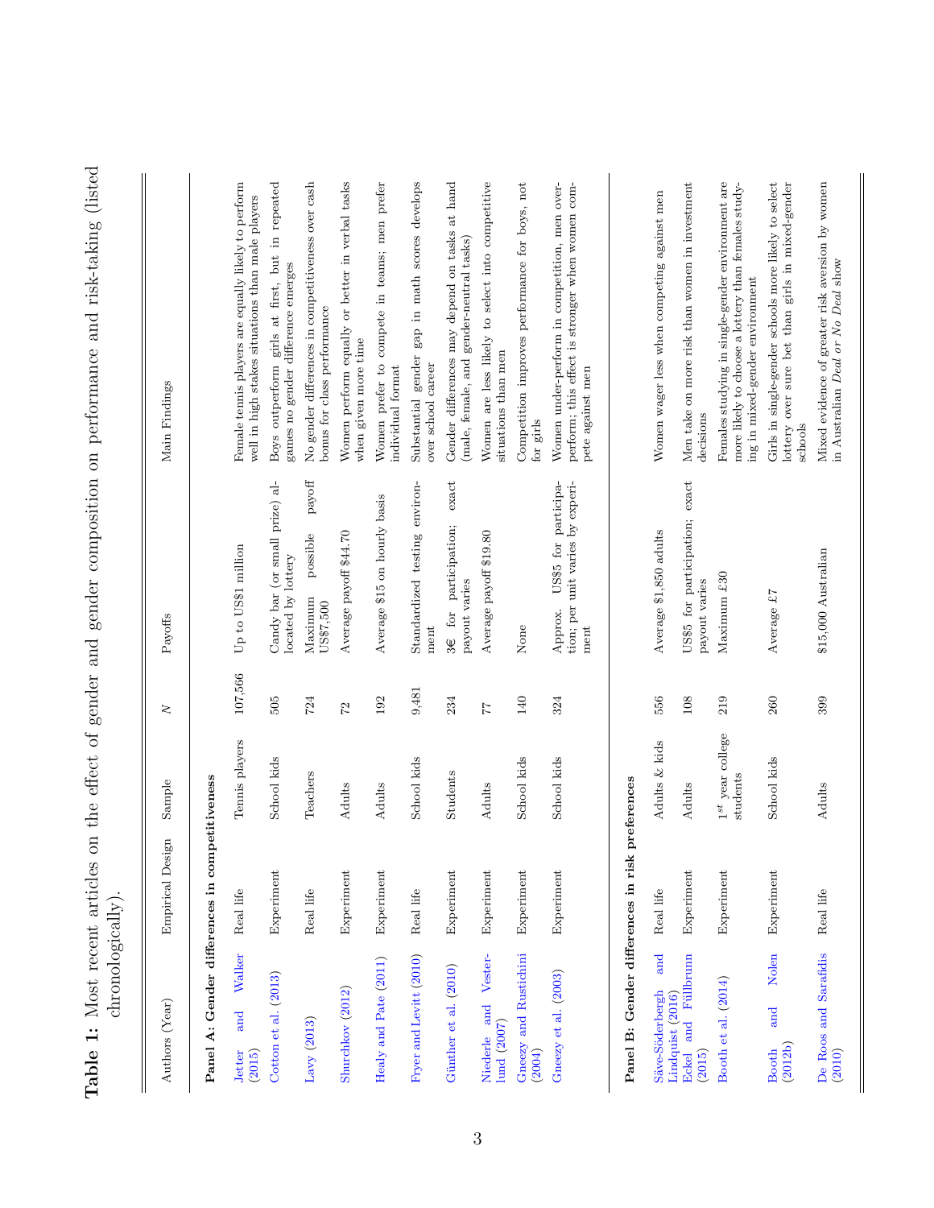**Table 1:** Most recent articles on the effect of gender and gender composition on performance and risk-taking (listed chronologically).

| Authors (Year) | Empirical Design | Sample | $N$ | Payoffs | Main Findings |
|---|---|---|---|---|---|
| **Panel A: Gender differences in competitiveness** | | | | | |
| Jetter and Walker (2015) | Real life | Tennis players | 107,566 | Up to US$1 million | Female tennis players are equally likely to perform well in high stakes situations than male players |
| Cotton et al. (2013) | Experiment | School kids | 505 | Candy bar (or small prize) allocated by lottery | Boys outperform girls at first, but in repeated games no gender difference emerges |
| Lavy (2013) | Real life | Teachers | 724 | Maximum possible payoff US$7,500 | No gender differences in competitiveness over cash bonus for class performance |
| Shurchkov (2012) | Experiment | Adults | 72 | Average payoff $44.70 | Women perform equally or better in verbal tasks when given more time |
| Healy and Pate (2011) | Experiment | Adults | 192 | Average $15 on hourly basis | Women prefer to compete in teams; men prefer individual format |
| Fryer and Levitt (2010) | Real life | School kids | 9,481 | Standardized testing environment | Substantial gender gap in math scores develops over school career |
| Günther et al. (2010) | Experiment | Students | 234 | 3€ for participation; exact payout varies | Gender differences may depend on tasks at hand (male, female, and gender-neutral tasks) |
| Niederle and Vesterlund (2007) | Experiment | Adults | 77 | Average payoff $19.80 | Women are less likely to select into competitive situations than men |
| Gneezy and Rustichini (2004) | Experiment | School kids | 140 | None | Competition improves performance for boys, not for girls |
| Gneezy et al. (2003) | Experiment | School kids | 324 | Approx. US$5 for participation; per unit varies by experiment | Women under-perform in competition, men over-perform; this effect is stronger when women compete against men |
| **Panel B: Gender differences in risk preferences** | | | | | |
| Säve-Söderbergh and Lindquist (2016) | Real life | Adults & kids | 556 | Average $1,850 adults | Women wager less when competing against men |
| Eckel and Füllbrunn (2015) | Experiment | Adults | 108 | US$5 for participation; exact payout varies | Men take on more risk than women in investment decisions |
| Booth et al. (2014) | Experiment | $1^{st}$ year college students | 219 | Maximum £30 | Females studying in single-gender environment are more likely to choose a lottery than females studying in mixed-gender environment |
| Booth and Nolen (2012b) | Experiment | School kids | 260 | Average £7 | Girls in single-gender schools more likely to select lottery over sure bet than girls in mixed-gender schools |
| De Roos and Sarafidis (2010) | Real life | Adults | 399 | $15,000 Australian | Mixed evidence of greater risk aversion by women in Australian *Deal or No Deal* show |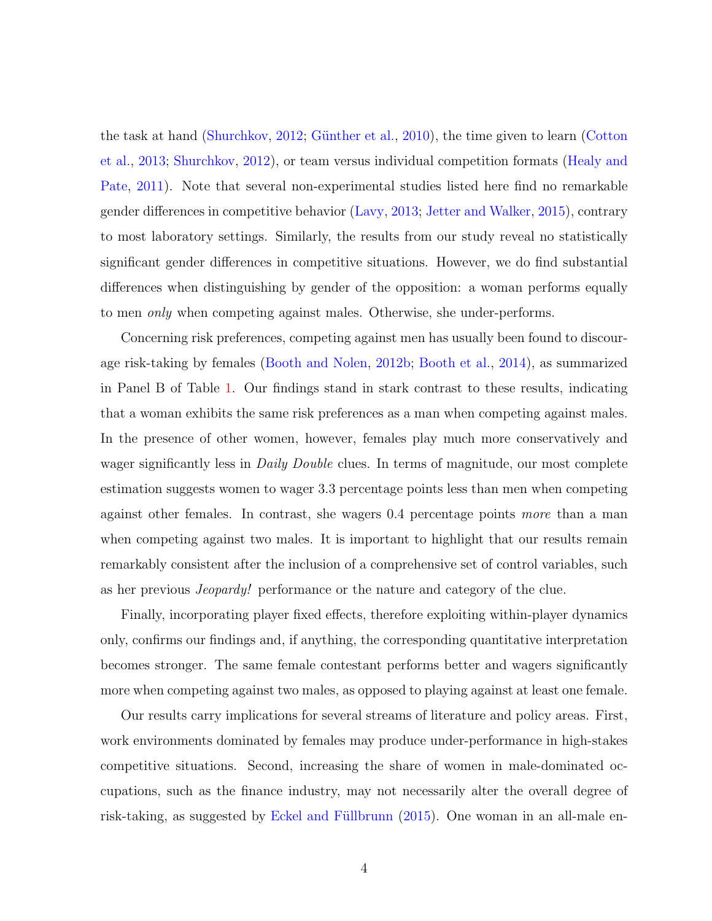the task at hand (Shurchkov, 2012; Günther et al., 2010), the time given to learn (Cotton et al., 2013; Shurchkov, 2012), or team versus individual competition formats (Healy and Pate, 2011). Note that several non-experimental studies listed here find no remarkable gender differences in competitive behavior (Lavy, 2013; Jetter and Walker, 2015), contrary to most laboratory settings. Similarly, the results from our study reveal no statistically significant gender differences in competitive situations. However, we do find substantial differences when distinguishing by gender of the opposition: a woman performs equally to men *only* when competing against males. Otherwise, she under-performs.

Concerning risk preferences, competing against men has usually been found to discourage risk-taking by females (Booth and Nolen, 2012b; Booth et al., 2014), as summarized in Panel B of Table 1. Our findings stand in stark contrast to these results, indicating that a woman exhibits the same risk preferences as a man when competing against males. In the presence of other women, however, females play much more conservatively and wager significantly less in *Daily Double* clues. In terms of magnitude, our most complete estimation suggests women to wager 3.3 percentage points less than men when competing against other females. In contrast, she wagers 0.4 percentage points *more* than a man when competing against two males. It is important to highlight that our results remain remarkably consistent after the inclusion of a comprehensive set of control variables, such as her previous *Jeopardy!* performance or the nature and category of the clue.

Finally, incorporating player fixed effects, therefore exploiting within-player dynamics only, confirms our findings and, if anything, the corresponding quantitative interpretation becomes stronger. The same female contestant performs better and wagers significantly more when competing against two males, as opposed to playing against at least one female.

Our results carry implications for several streams of literature and policy areas. First, work environments dominated by females may produce under-performance in high-stakes competitive situations. Second, increasing the share of women in male-dominated occupations, such as the finance industry, may not necessarily alter the overall degree of risk-taking, as suggested by Eckel and Füllbrunn (2015). One woman in an all-male en-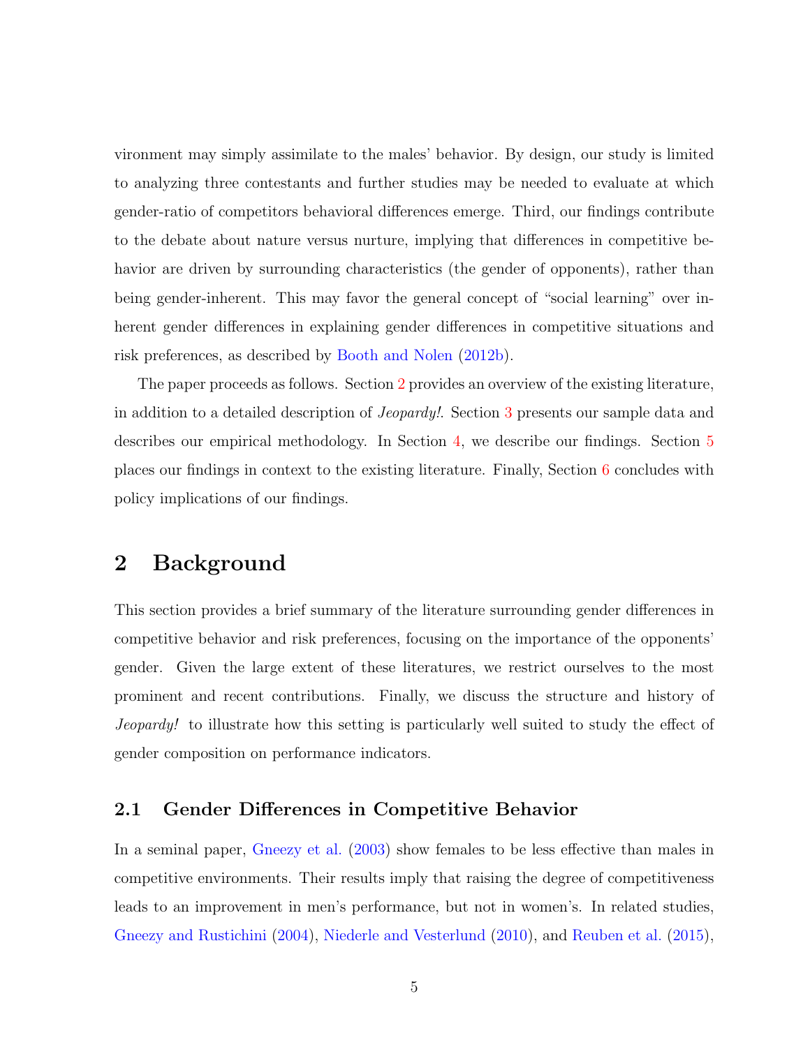vironment may simply assimilate to the males' behavior. By design, our study is limited to analyzing three contestants and further studies may be needed to evaluate at which gender-ratio of competitors behavioral differences emerge. Third, our findings contribute to the debate about nature versus nurture, implying that differences in competitive behavior are driven by surrounding characteristics (the gender of opponents), rather than being gender-inherent. This may favor the general concept of "social learning" over inherent gender differences in explaining gender differences in competitive situations and risk preferences, as described by Booth and Nolen (2012b).

The paper proceeds as follows. Section 2 provides an overview of the existing literature, in addition to a detailed description of *Jeopardy!*. Section 3 presents our sample data and describes our empirical methodology. In Section 4, we describe our findings. Section 5 places our findings in context to the existing literature. Finally, Section 6 concludes with policy implications of our findings.

# 2 Background

This section provides a brief summary of the literature surrounding gender differences in competitive behavior and risk preferences, focusing on the importance of the opponents' gender. Given the large extent of these literatures, we restrict ourselves to the most prominent and recent contributions. Finally, we discuss the structure and history of *Jeopardy!* to illustrate how this setting is particularly well suited to study the effect of gender composition on performance indicators.

## 2.1 Gender Differences in Competitive Behavior

In a seminal paper, Gneezy et al. (2003) show females to be less effective than males in competitive environments. Their results imply that raising the degree of competitiveness leads to an improvement in men's performance, but not in women's. In related studies, Gneezy and Rustichini (2004), Niederle and Vesterlund (2010), and Reuben et al. (2015),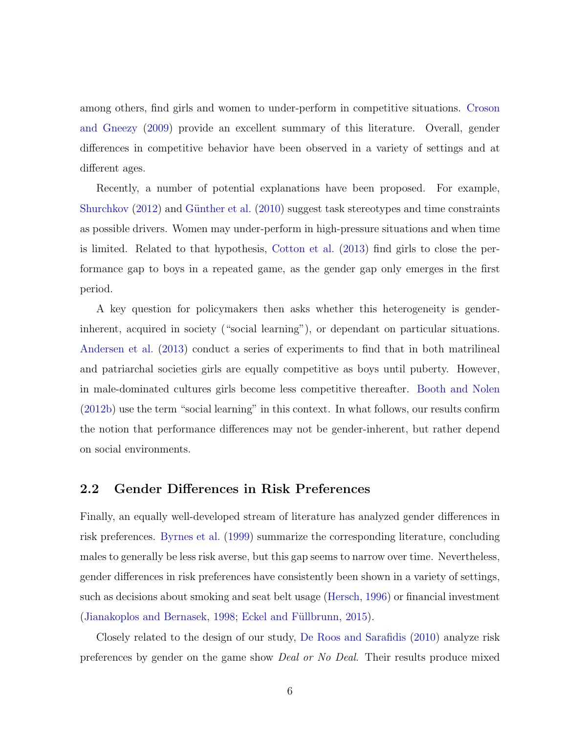among others, find girls and women to under-perform in competitive situations. Croson and Gneezy (2009) provide an excellent summary of this literature. Overall, gender differences in competitive behavior have been observed in a variety of settings and at different ages.

Recently, a number of potential explanations have been proposed. For example, Shurchkov (2012) and Günther et al. (2010) suggest task stereotypes and time constraints as possible drivers. Women may under-perform in high-pressure situations and when time is limited. Related to that hypothesis, Cotton et al. (2013) find girls to close the performance gap to boys in a repeated game, as the gender gap only emerges in the first period.

A key question for policymakers then asks whether this heterogeneity is gender-inherent, acquired in society ("social learning"), or dependant on particular situations. Andersen et al. (2013) conduct a series of experiments to find that in both matrilineal and patriarchal societies girls are equally competitive as boys until puberty. However, in male-dominated cultures girls become less competitive thereafter. Booth and Nolen (2012b) use the term "social learning" in this context. In what follows, our results confirm the notion that performance differences may not be gender-inherent, but rather depend on social environments.

## 2.2 Gender Differences in Risk Preferences

Finally, an equally well-developed stream of literature has analyzed gender differences in risk preferences. Byrnes et al. (1999) summarize the corresponding literature, concluding males to generally be less risk averse, but this gap seems to narrow over time. Nevertheless, gender differences in risk preferences have consistently been shown in a variety of settings, such as decisions about smoking and seat belt usage (Hersch, 1996) or financial investment (Jianakoplos and Bernasek, 1998; Eckel and Füllbrunn, 2015).

Closely related to the design of our study, De Roos and Sarafidis (2010) analyze risk preferences by gender on the game show *Deal or No Deal*. Their results produce mixed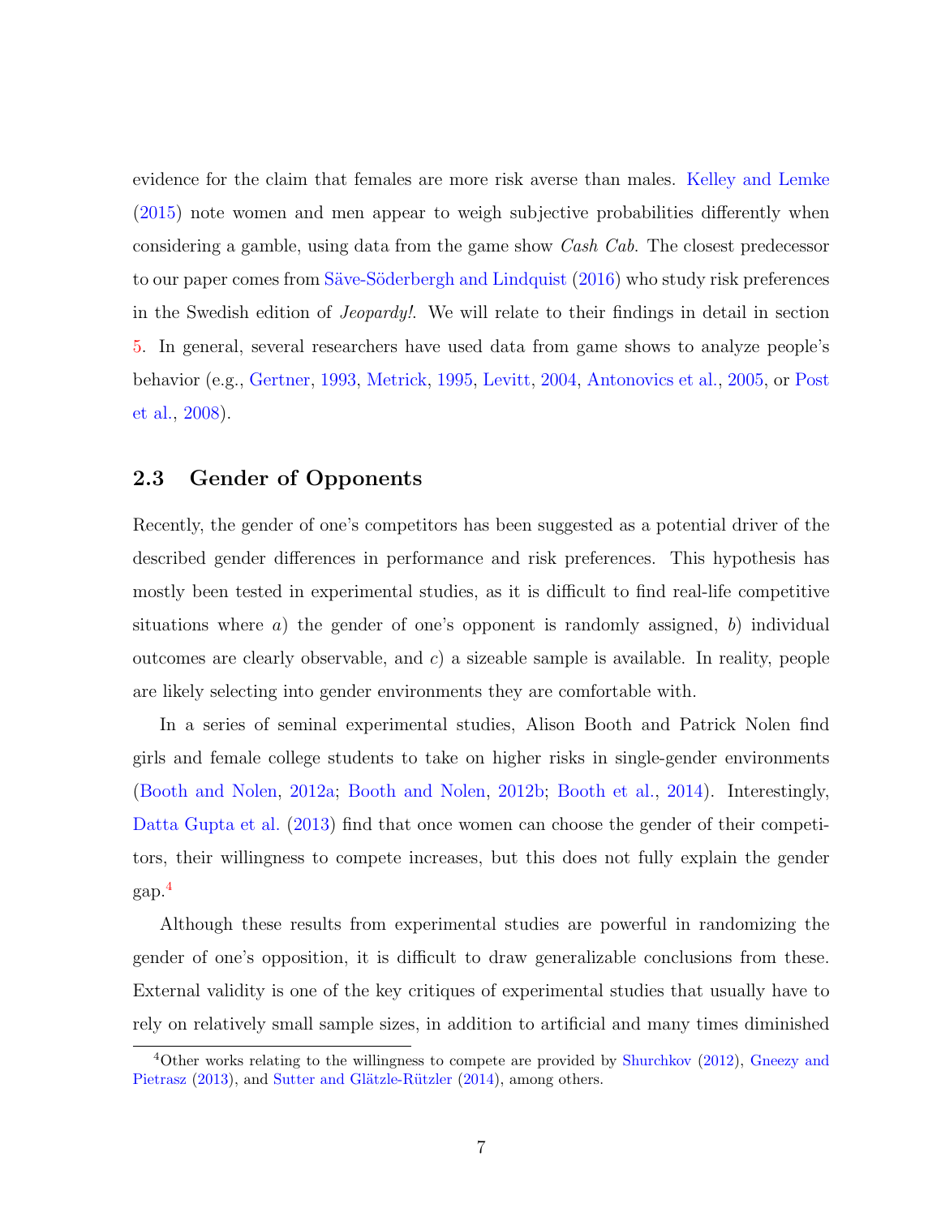evidence for the claim that females are more risk averse than males. Kelley and Lemke (2015) note women and men appear to weigh subjective probabilities differently when considering a gamble, using data from the game show *Cash Cab*. The closest predecessor to our paper comes from Säve-Söderbergh and Lindquist (2016) who study risk preferences in the Swedish edition of *Jeopardy!*. We will relate to their findings in detail in section 5. In general, several researchers have used data from game shows to analyze people's behavior (e.g., Gertner, 1993, Metrick, 1995, Levitt, 2004, Antonovics et al., 2005, or Post et al., 2008).

### 2.3 Gender of Opponents

Recently, the gender of one's competitors has been suggested as a potential driver of the described gender differences in performance and risk preferences. This hypothesis has mostly been tested in experimental studies, as it is difficult to find real-life competitive situations where *a*) the gender of one's opponent is randomly assigned, *b*) individual outcomes are clearly observable, and *c*) a sizeable sample is available. In reality, people are likely selecting into gender environments they are comfortable with.

In a series of seminal experimental studies, Alison Booth and Patrick Nolen find girls and female college students to take on higher risks in single-gender environments (Booth and Nolen, 2012a; Booth and Nolen, 2012b; Booth et al., 2014). Interestingly, Datta Gupta et al. (2013) find that once women can choose the gender of their competitors, their willingness to compete increases, but this does not fully explain the gender gap.[4]

Although these results from experimental studies are powerful in randomizing the gender of one's opposition, it is difficult to draw generalizable conclusions from these. External validity is one of the key critiques of experimental studies that usually have to rely on relatively small sample sizes, in addition to artificial and many times diminished

[4] Other works relating to the willingness to compete are provided by Shurchkov (2012), Gneezy and Pietrasz (2013), and Sutter and Glätzle-Rützler (2014), among others.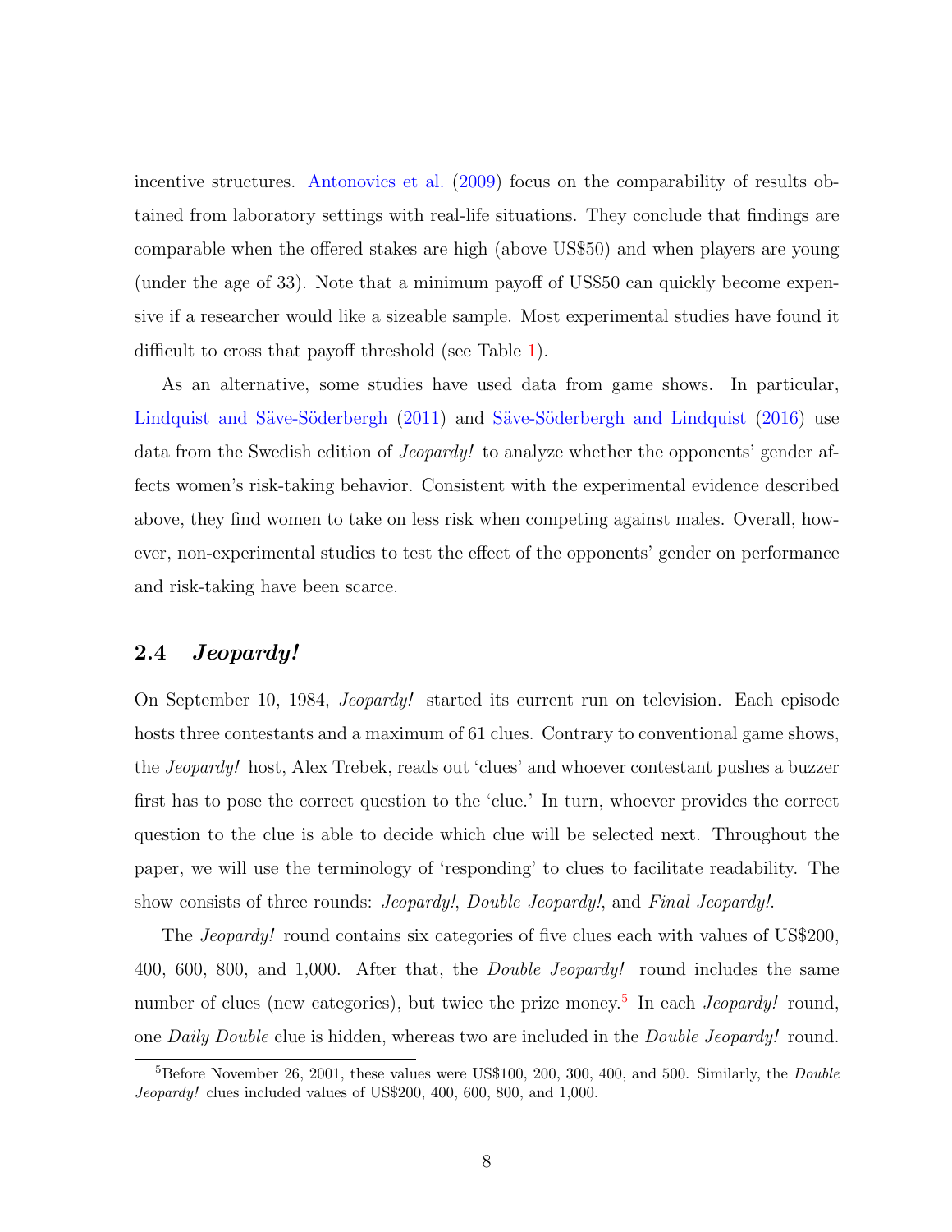incentive structures. Antonovics et al. (2009) focus on the comparability of results obtained from laboratory settings with real-life situations. They conclude that findings are comparable when the offered stakes are high (above US$50) and when players are young (under the age of 33). Note that a minimum payoff of US$50 can quickly become expensive if a researcher would like a sizeable sample. Most experimental studies have found it difficult to cross that payoff threshold (see Table 1).

As an alternative, some studies have used data from game shows. In particular, Lindquist and Säve-Söderbergh (2011) and Säve-Söderbergh and Lindquist (2016) use data from the Swedish edition of *Jeopardy!* to analyze whether the opponents' gender affects women's risk-taking behavior. Consistent with the experimental evidence described above, they find women to take on less risk when competing against males. Overall, however, non-experimental studies to test the effect of the opponents' gender on performance and risk-taking have been scarce.

### 2.4 *Jeopardy!*

On September 10, 1984, *Jeopardy!* started its current run on television. Each episode hosts three contestants and a maximum of 61 clues. Contrary to conventional game shows, the *Jeopardy!* host, Alex Trebek, reads out 'clues' and whoever contestant pushes a buzzer first has to pose the correct question to the 'clue.' In turn, whoever provides the correct question to the clue is able to decide which clue will be selected next. Throughout the paper, we will use the terminology of 'responding' to clues to facilitate readability. The show consists of three rounds: *Jeopardy!*, *Double Jeopardy!*, and *Final Jeopardy!*.

The *Jeopardy!* round contains six categories of five clues each with values of US$200, 400, 600, 800, and 1,000. After that, the *Double Jeopardy!* round includes the same number of clues (new categories), but twice the prize money.[5] In each *Jeopardy!* round, one *Daily Double* clue is hidden, whereas two are included in the *Double Jeopardy!* round.

[5] Before November 26, 2001, these values were US$100, 200, 300, 400, and 500. Similarly, the *Double Jeopardy!* clues included values of US$200, 400, 600, 800, and 1,000.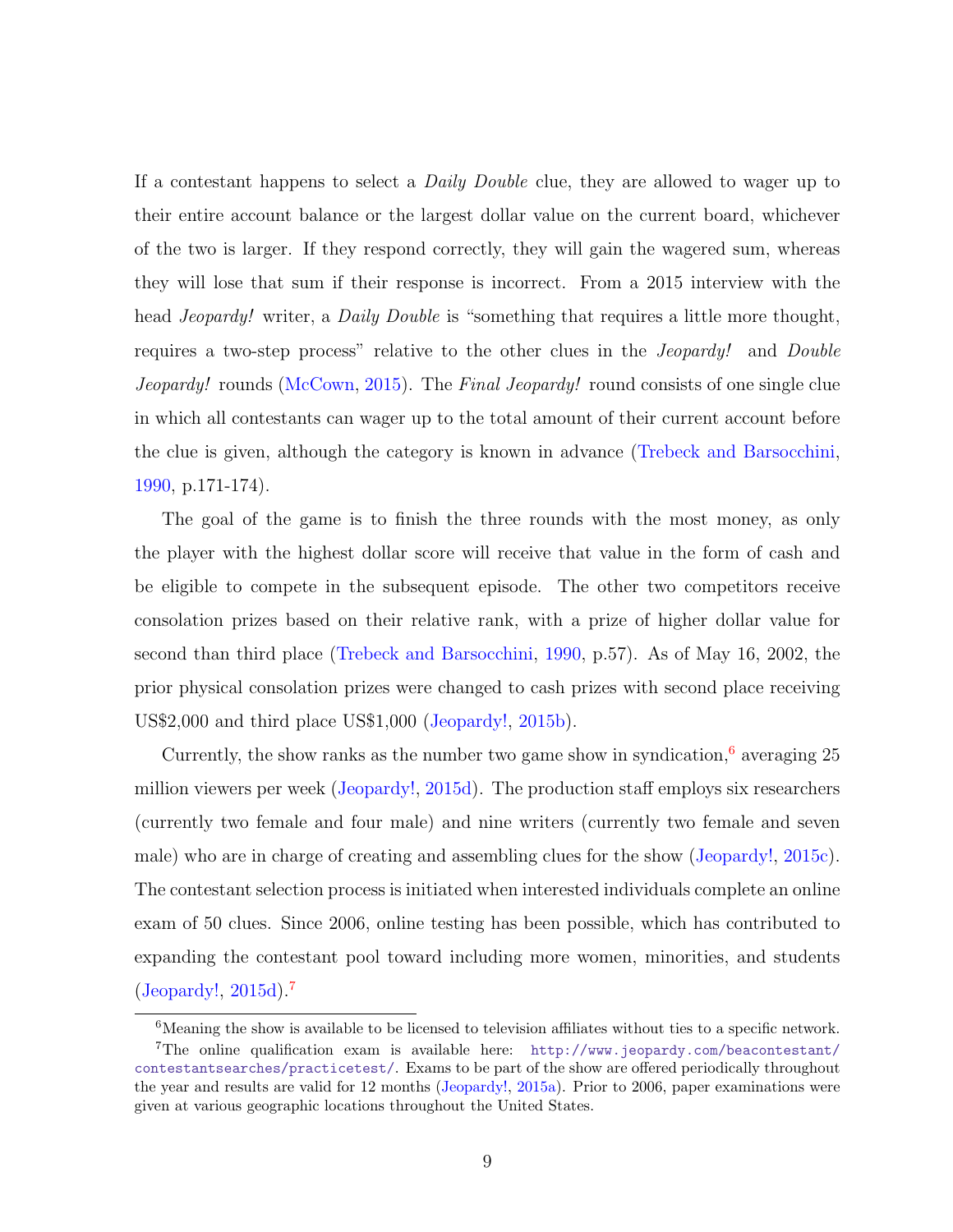If a contestant happens to select a *Daily Double* clue, they are allowed to wager up to their entire account balance or the largest dollar value on the current board, whichever of the two is larger. If they respond correctly, they will gain the wagered sum, whereas they will lose that sum if their response is incorrect. From a 2015 interview with the head *Jeopardy!* writer, a *Daily Double* is "something that requires a little more thought, requires a two-step process" relative to the other clues in the *Jeopardy!* and *Double Jeopardy!* rounds (McCown, 2015). The *Final Jeopardy!* round consists of one single clue in which all contestants can wager up to the total amount of their current account before the clue is given, although the category is known in advance (Trebeck and Barsocchini, 1990, p.171-174).

The goal of the game is to finish the three rounds with the most money, as only the player with the highest dollar score will receive that value in the form of cash and be eligible to compete in the subsequent episode. The other two competitors receive consolation prizes based on their relative rank, with a prize of higher dollar value for second than third place (Trebeck and Barsocchini, 1990, p.57). As of May 16, 2002, the prior physical consolation prizes were changed to cash prizes with second place receiving US$2,000 and third place US$1,000 (Jeopardy!, 2015b).

Currently, the show ranks as the number two game show in syndication,[6] averaging 25 million viewers per week (Jeopardy!, 2015d). The production staff employs six researchers (currently two female and four male) and nine writers (currently two female and seven male) who are in charge of creating and assembling clues for the show (Jeopardy!, 2015c). The contestant selection process is initiated when interested individuals complete an online exam of 50 clues. Since 2006, online testing has been possible, which has contributed to expanding the contestant pool toward including more women, minorities, and students (Jeopardy!, 2015d).[7]

[6] Meaning the show is available to be licensed to television affiliates without ties to a specific network.

[7] The online qualification exam is available here: http://www.jeopardy.com/beacontestant/contestantsearches/practicetest/. Exams to be part of the show are offered periodically throughout the year and results are valid for 12 months (Jeopardy!, 2015a). Prior to 2006, paper examinations were given at various geographic locations throughout the United States.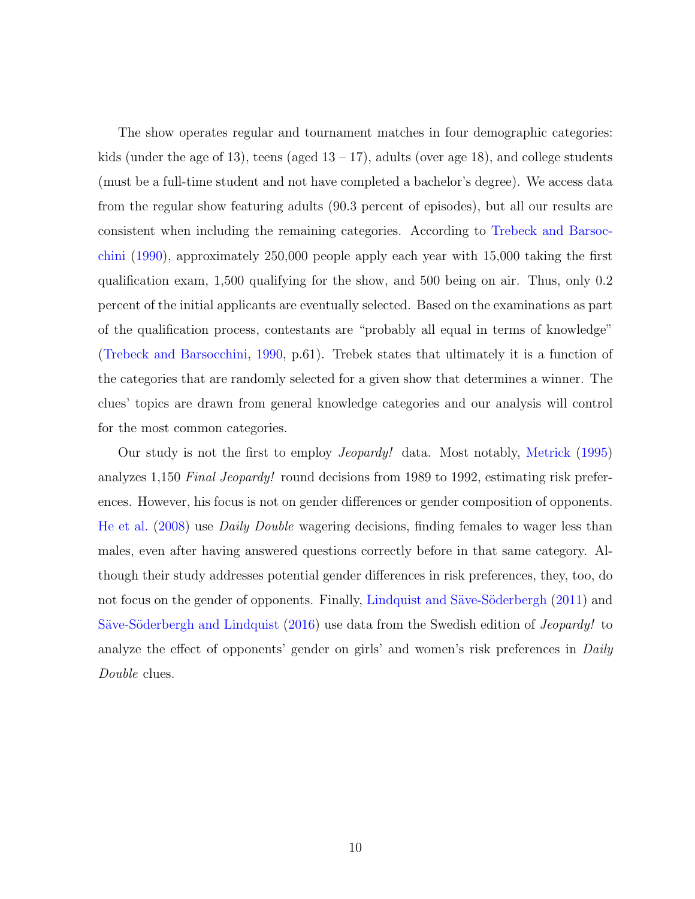The show operates regular and tournament matches in four demographic categories: kids (under the age of 13), teens (aged 13 – 17), adults (over age 18), and college students (must be a full-time student and not have completed a bachelor's degree). We access data from the regular show featuring adults (90.3 percent of episodes), but all our results are consistent when including the remaining categories. According to Trebeck and Barsocchini (1990), approximately 250,000 people apply each year with 15,000 taking the first qualification exam, 1,500 qualifying for the show, and 500 being on air. Thus, only 0.2 percent of the initial applicants are eventually selected. Based on the examinations as part of the qualification process, contestants are "probably all equal in terms of knowledge" (Trebeck and Barsocchini, 1990, p.61). Trebek states that ultimately it is a function of the categories that are randomly selected for a given show that determines a winner. The clues' topics are drawn from general knowledge categories and our analysis will control for the most common categories.

Our study is not the first to employ *Jeopardy!* data. Most notably, Metrick (1995) analyzes 1,150 *Final Jeopardy!* round decisions from 1989 to 1992, estimating risk preferences. However, his focus is not on gender differences or gender composition of opponents. He et al. (2008) use *Daily Double* wagering decisions, finding females to wager less than males, even after having answered questions correctly before in that same category. Although their study addresses potential gender differences in risk preferences, they, too, do not focus on the gender of opponents. Finally, Lindquist and Säve-Söderbergh (2011) and Säve-Söderbergh and Lindquist (2016) use data from the Swedish edition of *Jeopardy!* to analyze the effect of opponents' gender on girls' and women's risk preferences in *Daily Double* clues.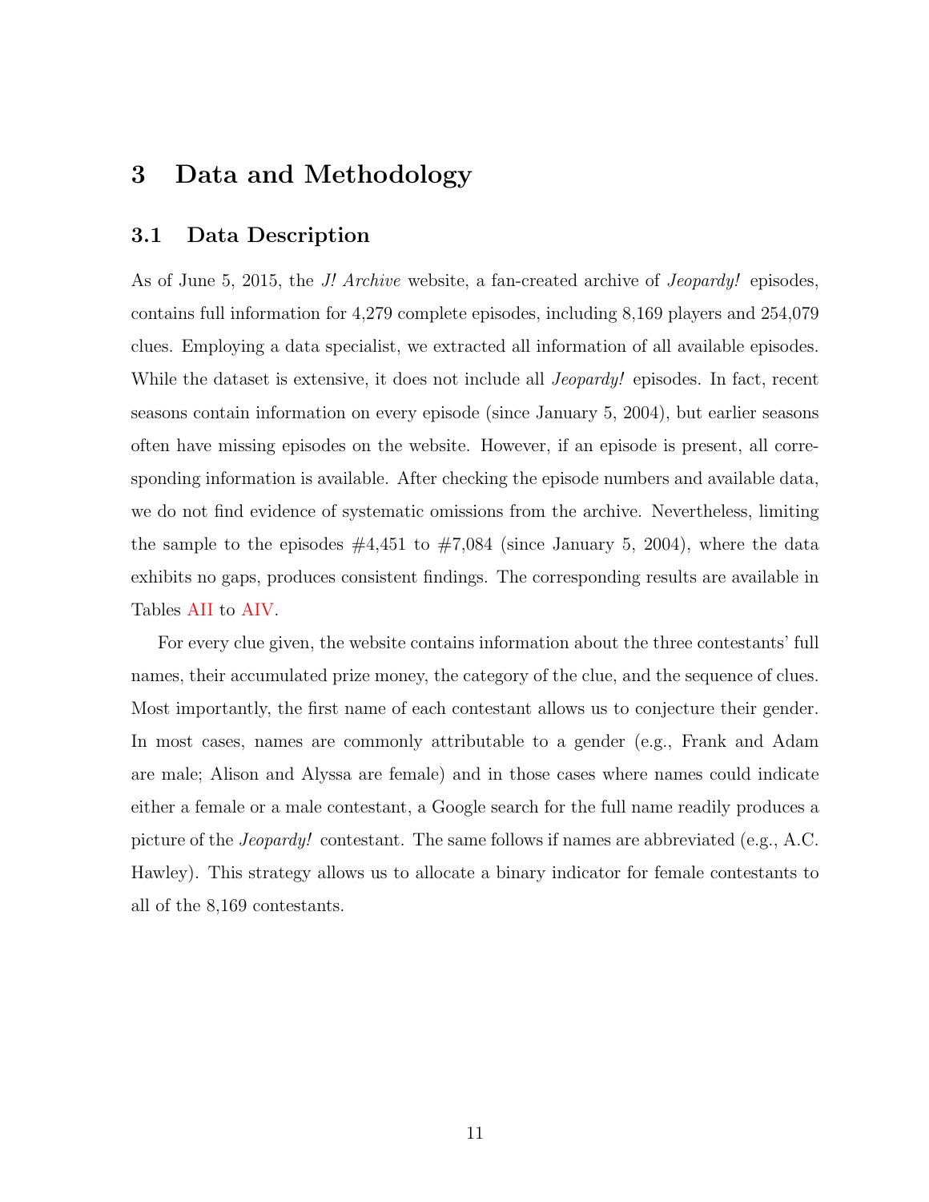# 3 Data and Methodology

## 3.1 Data Description

As of June 5, 2015, the *J! Archive* website, a fan-created archive of *Jeopardy!* episodes, contains full information for 4,279 complete episodes, including 8,169 players and 254,079 clues. Employing a data specialist, we extracted all information of all available episodes. While the dataset is extensive, it does not include all *Jeopardy!* episodes. In fact, recent seasons contain information on every episode (since January 5, 2004), but earlier seasons often have missing episodes on the website. However, if an episode is present, all corresponding information is available. After checking the episode numbers and available data, we do not find evidence of systematic omissions from the archive. Nevertheless, limiting the sample to the episodes #4,451 to #7,084 (since January 5, 2004), where the data exhibits no gaps, produces consistent findings. The corresponding results are available in Tables AII to AIV.

For every clue given, the website contains information about the three contestants' full names, their accumulated prize money, the category of the clue, and the sequence of clues. Most importantly, the first name of each contestant allows us to conjecture their gender. In most cases, names are commonly attributable to a gender (e.g., Frank and Adam are male; Alison and Alyssa are female) and in those cases where names could indicate either a female or a male contestant, a Google search for the full name readily produces a picture of the *Jeopardy!* contestant. The same follows if names are abbreviated (e.g., A.C. Hawley). This strategy allows us to allocate a binary indicator for female contestants to all of the 8,169 contestants.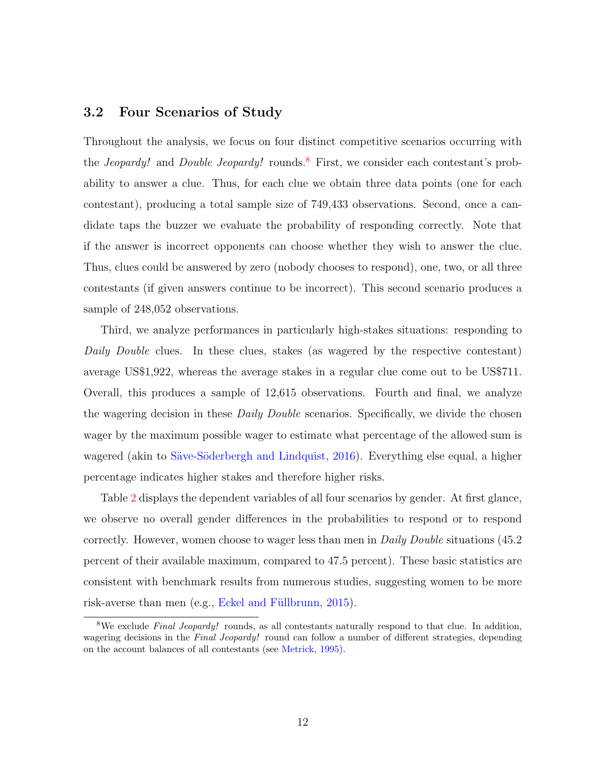### 3.2 Four Scenarios of Study

Throughout the analysis, we focus on four distinct competitive scenarios occurring with the *Jeopardy!* and *Double Jeopardy!* rounds.[8] First, we consider each contestant's probability to answer a clue. Thus, for each clue we obtain three data points (one for each contestant), producing a total sample size of 749,433 observations. Second, once a candidate taps the buzzer we evaluate the probability of responding correctly. Note that if the answer is incorrect opponents can choose whether they wish to answer the clue. Thus, clues could be answered by zero (nobody chooses to respond), one, two, or all three contestants (if given answers continue to be incorrect). This second scenario produces a sample of 248,052 observations.

Third, we analyze performances in particularly high-stakes situations: responding to *Daily Double* clues. In these clues, stakes (as wagered by the respective contestant) average US$1,922, whereas the average stakes in a regular clue come out to be US$711. Overall, this produces a sample of 12,615 observations. Fourth and final, we analyze the wagering decision in these *Daily Double* scenarios. Specifically, we divide the chosen wager by the maximum possible wager to estimate what percentage of the allowed sum is wagered (akin to Säve-Söderbergh and Lindquist, 2016). Everything else equal, a higher percentage indicates higher stakes and therefore higher risks.

Table 2 displays the dependent variables of all four scenarios by gender. At first glance, we observe no overall gender differences in the probabilities to respond or to respond correctly. However, women choose to wager less than men in *Daily Double* situations (45.2 percent of their available maximum, compared to 47.5 percent). These basic statistics are consistent with benchmark results from numerous studies, suggesting women to be more risk-averse than men (e.g., Eckel and Füllbrunn, 2015).

[8] We exclude *Final Jeopardy!* rounds, as all contestants naturally respond to that clue. In addition, wagering decisions in the *Final Jeopardy!* round can follow a number of different strategies, depending on the account balances of all contestants (see Metrick, 1995).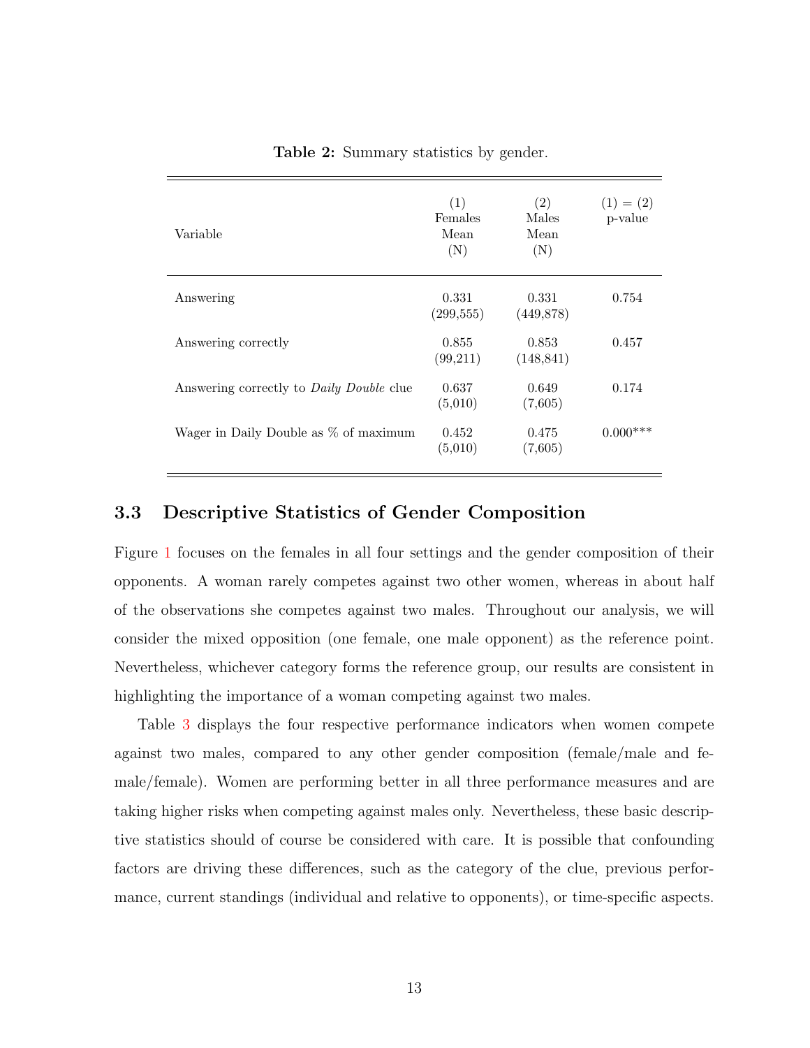**Table 2:** Summary statistics by gender.

| Variable | (1) Females Mean (N) | (2) Males Mean (N) | (1) = (2) p-value |
|---|---|---|---|
| Answering | 0.331 (299,555) | 0.331 (449,878) | 0.754 |
| Answering correctly | 0.855 (99,211) | 0.853 (148,841) | 0.457 |
| Answering correctly to *Daily Double* clue | 0.637 (5,010) | 0.649 (7,605) | 0.174 |
| Wager in Daily Double as % of maximum | 0.452 (5,010) | 0.475 (7,605) | 0.000*** |

### 3.3 Descriptive Statistics of Gender Composition

Figure 1 focuses on the females in all four settings and the gender composition of their opponents. A woman rarely competes against two other women, whereas in about half of the observations she competes against two males. Throughout our analysis, we will consider the mixed opposition (one female, one male opponent) as the reference point. Nevertheless, whichever category forms the reference group, our results are consistent in highlighting the importance of a woman competing against two males.

Table 3 displays the four respective performance indicators when women compete against two males, compared to any other gender composition (female/male and female/female). Women are performing better in all three performance measures and are taking higher risks when competing against males only. Nevertheless, these basic descriptive statistics should of course be considered with care. It is possible that confounding factors are driving these differences, such as the category of the clue, previous performance, current standings (individual and relative to opponents), or time-specific aspects.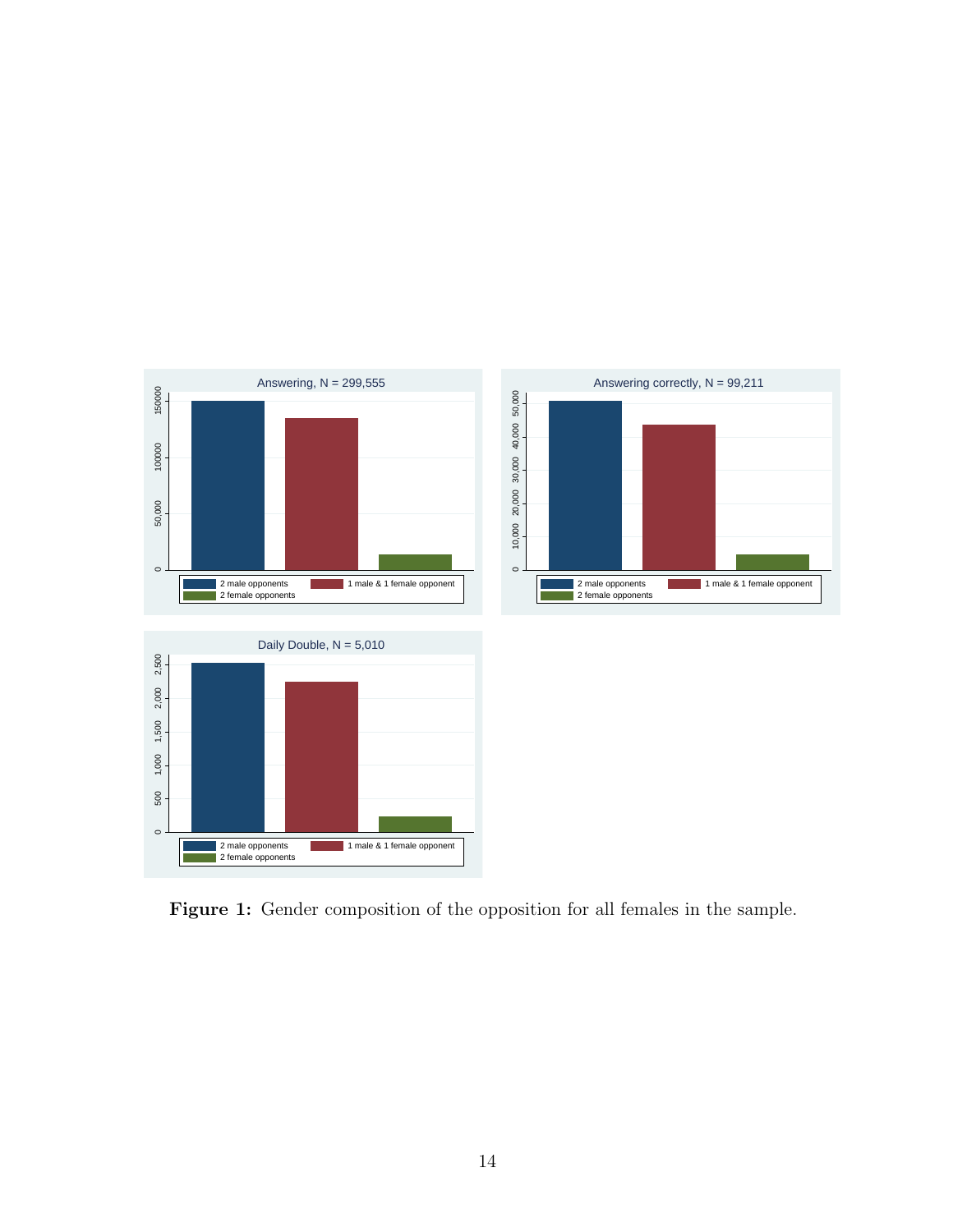**Figure 1:** Gender composition of the opposition for all females in the sample.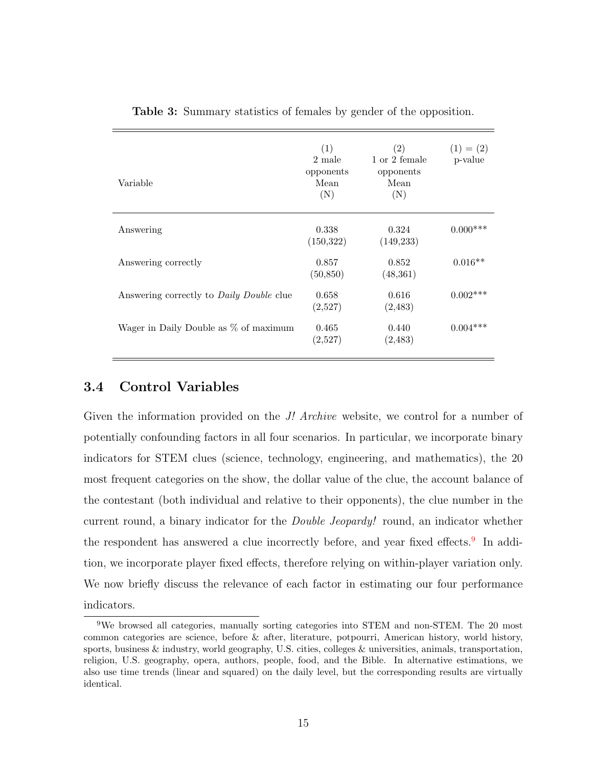**Table 3:** Summary statistics of females by gender of the opposition.

| Variable | (1) 2 male opponents Mean (N) | (2) 1 or 2 female opponents Mean (N) | (1) = (2) p-value |
|---|---|---|---|
| Answering | 0.338 (150,322) | 0.324 (149,233) | 0.000*** |
| Answering correctly | 0.857 (50,850) | 0.852 (48,361) | 0.016** |
| Answering correctly to *Daily Double* clue | 0.658 (2,527) | 0.616 (2,483) | 0.002*** |
| Wager in Daily Double as % of maximum | 0.465 (2,527) | 0.440 (2,483) | 0.004*** |

### 3.4 Control Variables

Given the information provided on the *J! Archive* website, we control for a number of potentially confounding factors in all four scenarios. In particular, we incorporate binary indicators for STEM clues (science, technology, engineering, and mathematics), the 20 most frequent categories on the show, the dollar value of the clue, the account balance of the contestant (both individual and relative to their opponents), the clue number in the current round, a binary indicator for the *Double Jeopardy!* round, an indicator whether the respondent has answered a clue incorrectly before, and year fixed effects.[9] In addition, we incorporate player fixed effects, therefore relying on within-player variation only. We now briefly discuss the relevance of each factor in estimating our four performance indicators.

[9] We browsed all categories, manually sorting categories into STEM and non-STEM. The 20 most common categories are science, before & after, literature, potpourri, American history, world history, sports, business & industry, world geography, U.S. cities, colleges & universities, animals, transportation, religion, U.S. geography, opera, authors, people, food, and the Bible. In alternative estimations, we also use time trends (linear and squared) on the daily level, but the corresponding results are virtually identical.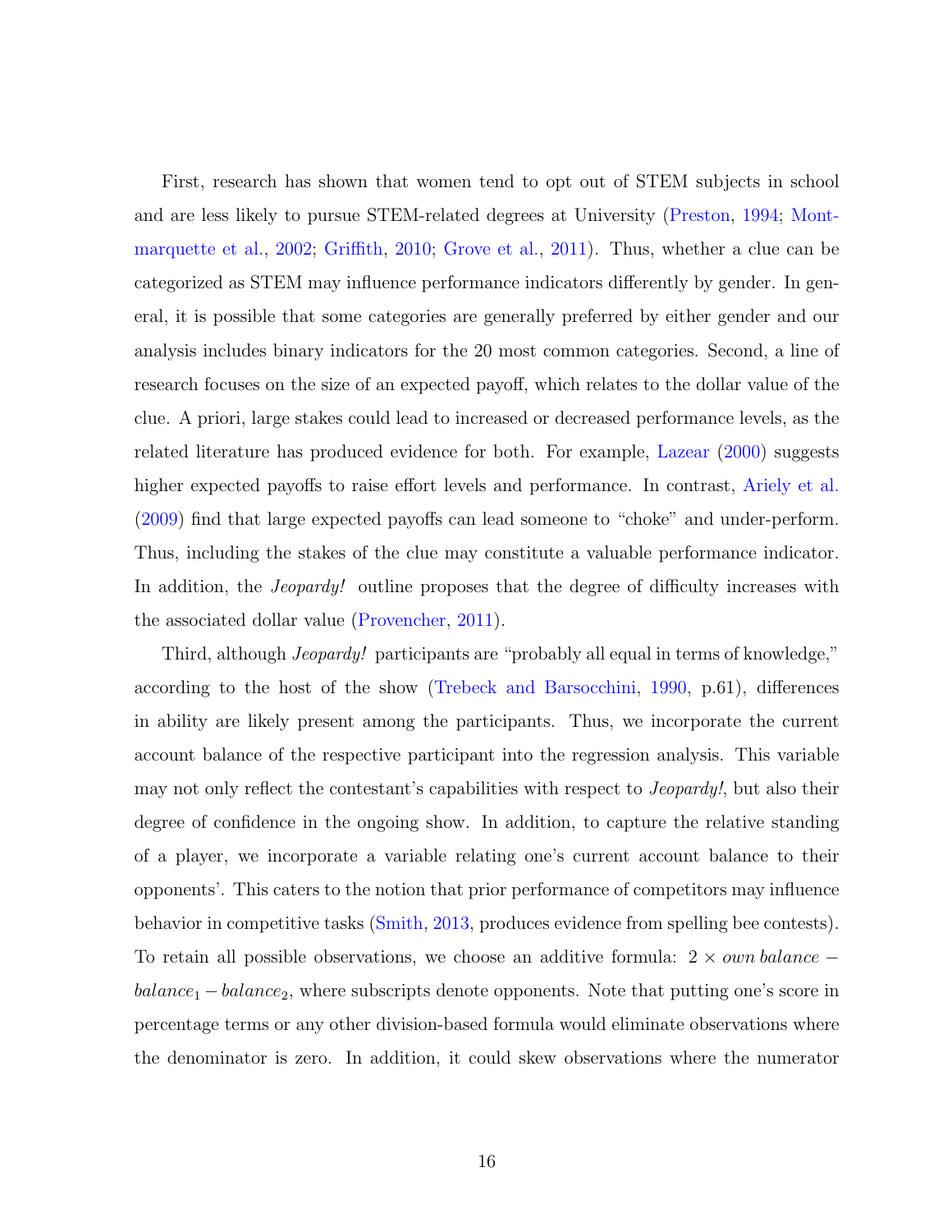First, research has shown that women tend to opt out of STEM subjects in school and are less likely to pursue STEM-related degrees at University (Preston, 1994; Montmarquette et al., 2002; Griffith, 2010; Grove et al., 2011). Thus, whether a clue can be categorized as STEM may influence performance indicators differently by gender. In general, it is possible that some categories are generally preferred by either gender and our analysis includes binary indicators for the 20 most common categories. Second, a line of research focuses on the size of an expected payoff, which relates to the dollar value of the clue. A priori, large stakes could lead to increased or decreased performance levels, as the related literature has produced evidence for both. For example, Lazear (2000) suggests higher expected payoffs to raise effort levels and performance. In contrast, Ariely et al. (2009) find that large expected payoffs can lead someone to "choke" and under-perform. Thus, including the stakes of the clue may constitute a valuable performance indicator. In addition, the *Jeopardy!* outline proposes that the degree of difficulty increases with the associated dollar value (Provencher, 2011).

Third, although *Jeopardy!* participants are "probably all equal in terms of knowledge," according to the host of the show (Trebeck and Barsocchini, 1990, p.61), differences in ability are likely present among the participants. Thus, we incorporate the current account balance of the respective participant into the regression analysis. This variable may not only reflect the contestant's capabilities with respect to *Jeopardy!*, but also their degree of confidence in the ongoing show. In addition, to capture the relative standing of a player, we incorporate a variable relating one's current account balance to their opponents'. This caters to the notion that prior performance of competitors may influence behavior in competitive tasks (Smith, 2013, produces evidence from spelling bee contests). To retain all possible observations, we choose an additive formula: $2 \times \textit{own balance} - \textit{balance}_1 - \textit{balance}_2$, where subscripts denote opponents. Note that putting one's score in percentage terms or any other division-based formula would eliminate observations where the denominator is zero. In addition, it could skew observations where the numerator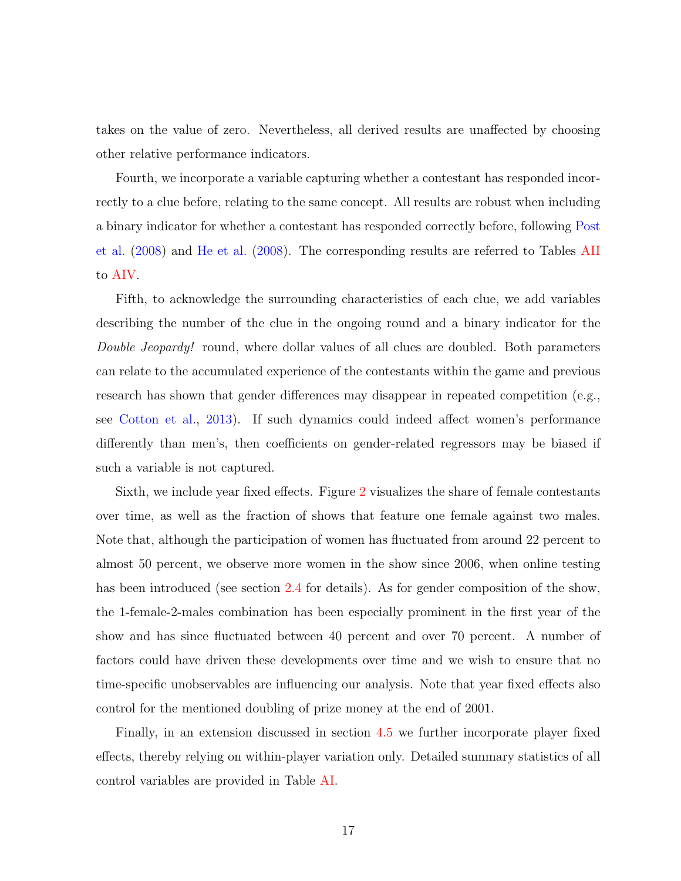takes on the value of zero. Nevertheless, all derived results are unaffected by choosing other relative performance indicators.

Fourth, we incorporate a variable capturing whether a contestant has responded incorrectly to a clue before, relating to the same concept. All results are robust when including a binary indicator for whether a contestant has responded correctly before, following Post et al. (2008) and He et al. (2008). The corresponding results are referred to Tables AII to AIV.

Fifth, to acknowledge the surrounding characteristics of each clue, we add variables describing the number of the clue in the ongoing round and a binary indicator for the *Double Jeopardy!* round, where dollar values of all clues are doubled. Both parameters can relate to the accumulated experience of the contestants within the game and previous research has shown that gender differences may disappear in repeated competition (e.g., see Cotton et al., 2013). If such dynamics could indeed affect women's performance differently than men's, then coefficients on gender-related regressors may be biased if such a variable is not captured.

Sixth, we include year fixed effects. Figure 2 visualizes the share of female contestants over time, as well as the fraction of shows that feature one female against two males. Note that, although the participation of women has fluctuated from around 22 percent to almost 50 percent, we observe more women in the show since 2006, when online testing has been introduced (see section 2.4 for details). As for gender composition of the show, the 1-female-2-males combination has been especially prominent in the first year of the show and has since fluctuated between 40 percent and over 70 percent. A number of factors could have driven these developments over time and we wish to ensure that no time-specific unobservables are influencing our analysis. Note that year fixed effects also control for the mentioned doubling of prize money at the end of 2001.

Finally, in an extension discussed in section 4.5 we further incorporate player fixed effects, thereby relying on within-player variation only. Detailed summary statistics of all control variables are provided in Table AI.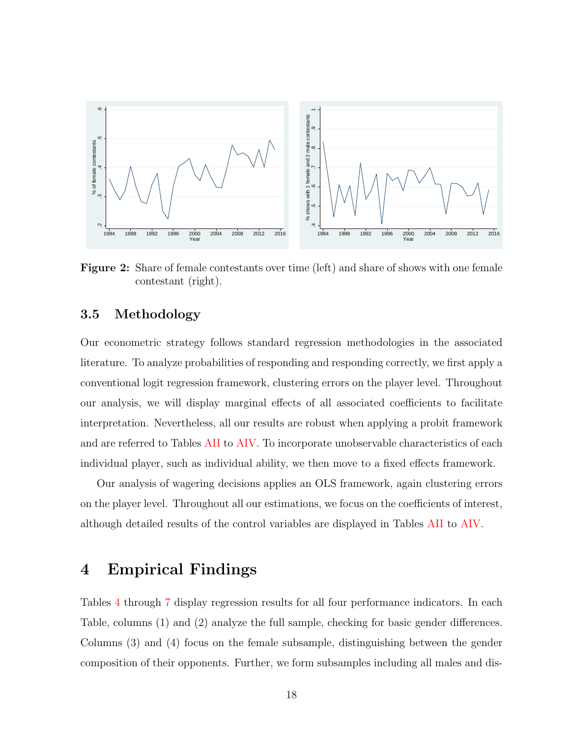**Figure 2:** Share of female contestants over time (left) and share of shows with one female contestant (right).

### 3.5 Methodology

Our econometric strategy follows standard regression methodologies in the associated literature. To analyze probabilities of responding and responding correctly, we first apply a conventional logit regression framework, clustering errors on the player level. Throughout our analysis, we will display marginal effects of all associated coefficients to facilitate interpretation. Nevertheless, all our results are robust when applying a probit framework and are referred to Tables AII to AIV. To incorporate unobservable characteristics of each individual player, such as individual ability, we then move to a fixed effects framework.

Our analysis of wagering decisions applies an OLS framework, again clustering errors on the player level. Throughout all our estimations, we focus on the coefficients of interest, although detailed results of the control variables are displayed in Tables AII to AIV.

## 4 Empirical Findings

Tables 4 through 7 display regression results for all four performance indicators. In each Table, columns (1) and (2) analyze the full sample, checking for basic gender differences. Columns (3) and (4) focus on the female subsample, distinguishing between the gender composition of their opponents. Further, we form subsamples including all males and dis-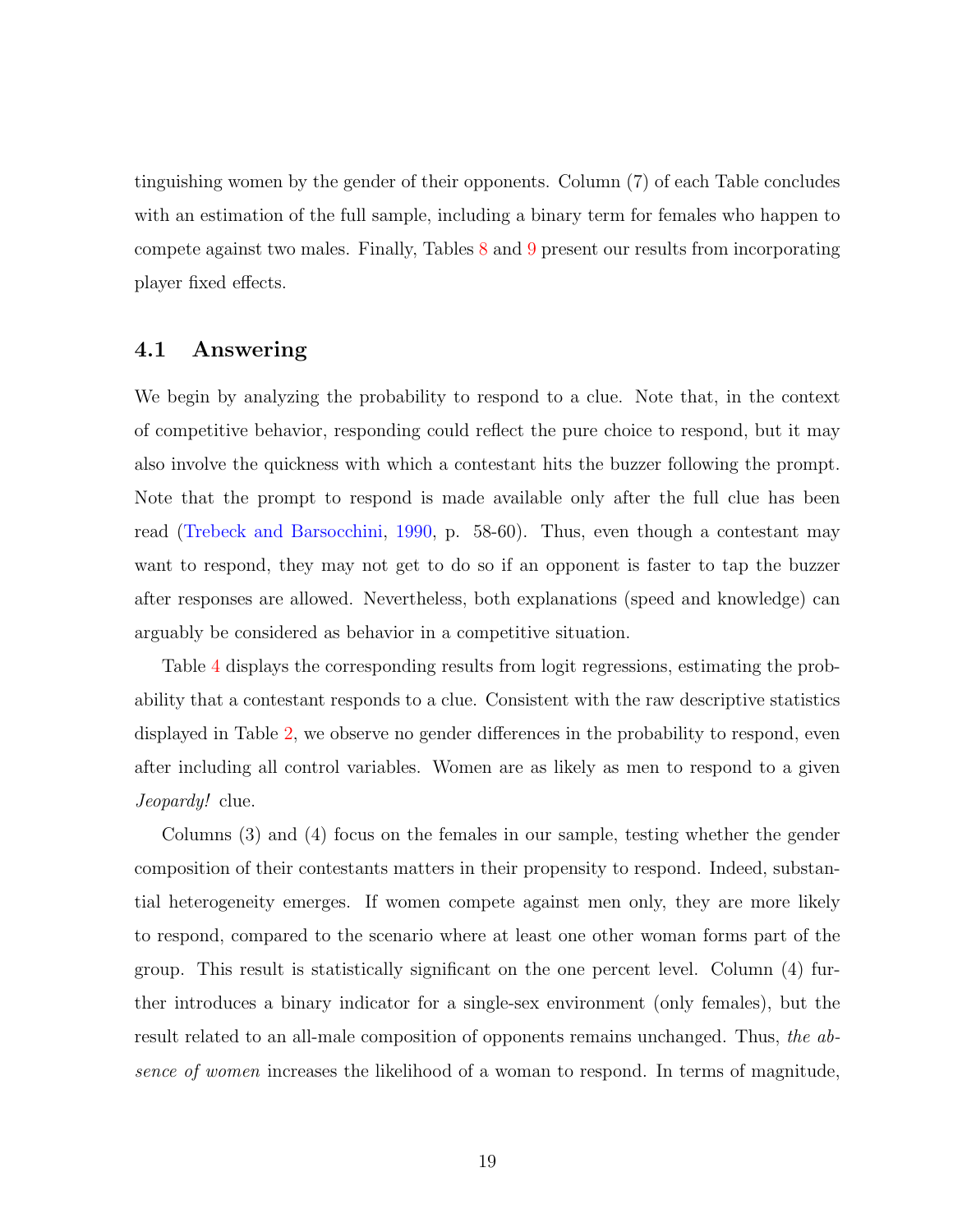tinguishing women by the gender of their opponents. Column (7) of each Table concludes with an estimation of the full sample, including a binary term for females who happen to compete against two males. Finally, Tables 8 and 9 present our results from incorporating player fixed effects.

## 4.1 Answering

We begin by analyzing the probability to respond to a clue. Note that, in the context of competitive behavior, responding could reflect the pure choice to respond, but it may also involve the quickness with which a contestant hits the buzzer following the prompt. Note that the prompt to respond is made available only after the full clue has been read (Trebeck and Barsocchini, 1990, p. 58-60). Thus, even though a contestant may want to respond, they may not get to do so if an opponent is faster to tap the buzzer after responses are allowed. Nevertheless, both explanations (speed and knowledge) can arguably be considered as behavior in a competitive situation.

Table 4 displays the corresponding results from logit regressions, estimating the probability that a contestant responds to a clue. Consistent with the raw descriptive statistics displayed in Table 2, we observe no gender differences in the probability to respond, even after including all control variables. Women are as likely as men to respond to a given *Jeopardy!* clue.

Columns (3) and (4) focus on the females in our sample, testing whether the gender composition of their contestants matters in their propensity to respond. Indeed, substantial heterogeneity emerges. If women compete against men only, they are more likely to respond, compared to the scenario where at least one other woman forms part of the group. This result is statistically significant on the one percent level. Column (4) further introduces a binary indicator for a single-sex environment (only females), but the result related to an all-male composition of opponents remains unchanged. Thus, *the absence of women* increases the likelihood of a woman to respond. In terms of magnitude,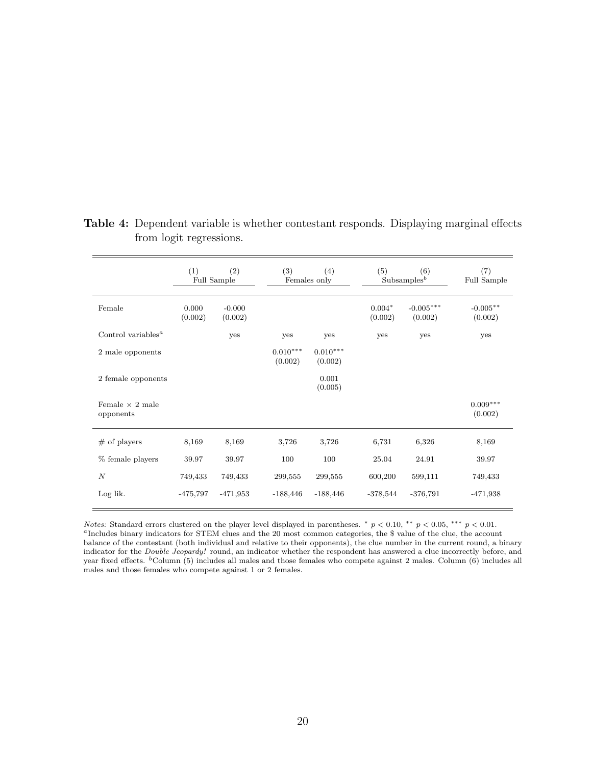**Table 4:** Dependent variable is whether contestant responds. Displaying marginal effects from logit regressions.

| | (1) | (2) | (3) | (4) | (5) | (6) | (7) |
|---|---|---|---|---|---|---|---|
| | Full Sample | | Females only | | Subsamples[b] | | Full Sample |
| Female | 0.000<br>(0.002) | -0.000<br>(0.002) | | | 0.004*<br>(0.002) | -0.005***<br>(0.002) | -0.005**<br>(0.002) |
| Control variables[a] | | yes | yes | yes | yes | yes | yes |
| 2 male opponents | | | 0.010***<br>(0.002) | 0.010***<br>(0.002) | | | |
| 2 female opponents | | | | 0.001<br>(0.005) | | | |
| Female × 2 male opponents | | | | | | | 0.009***<br>(0.002) |
| # of players | 8,169 | 8,169 | 3,726 | 3,726 | 6,731 | 6,326 | 8,169 |
| % female players | 39.97 | 39.97 | 100 | 100 | 25.04 | 24.91 | 39.97 |
| $N$ | 749,433 | 749,433 | 299,555 | 299,555 | 600,200 | 599,111 | 749,433 |
| Log lik. | -475,797 | -471,953 | -188,446 | -188,446 | -378,544 | -376,791 | -471,938 |

*Notes:* Standard errors clustered on the player level displayed in parentheses. * $p < 0.10$, ** $p < 0.05$, *** $p < 0.01$.
[a]Includes binary indicators for STEM clues and the 20 most common categories, the $ value of the clue, the account balance of the contestant (both individual and relative to their opponents), the clue number in the current round, a binary indicator for the *Double Jeopardy!* round, an indicator whether the respondent has answered a clue incorrectly before, and year fixed effects. [b]Column (5) includes all males and those females who compete against 2 males. Column (6) includes all males and those females who compete against 1 or 2 females.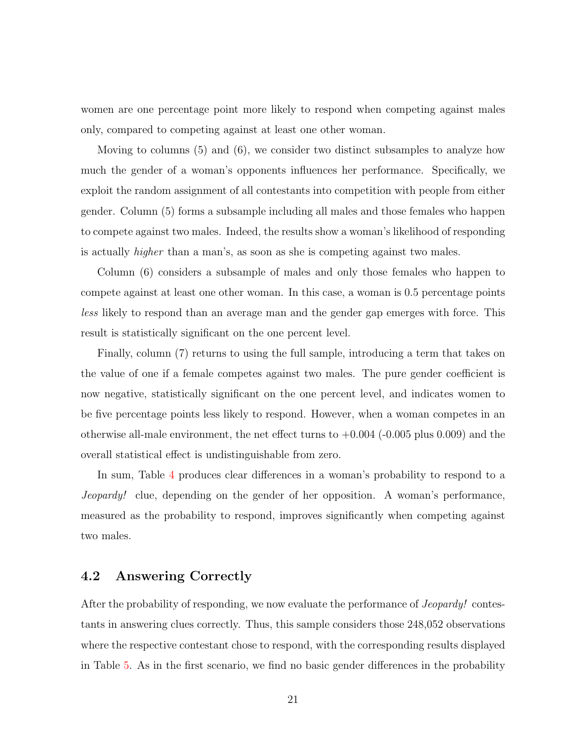women are one percentage point more likely to respond when competing against males only, compared to competing against at least one other woman.

Moving to columns (5) and (6), we consider two distinct subsamples to analyze how much the gender of a woman's opponents influences her performance. Specifically, we exploit the random assignment of all contestants into competition with people from either gender. Column (5) forms a subsample including all males and those females who happen to compete against two males. Indeed, the results show a woman's likelihood of responding is actually *higher* than a man's, as soon as she is competing against two males.

Column (6) considers a subsample of males and only those females who happen to compete against at least one other woman. In this case, a woman is 0.5 percentage points *less* likely to respond than an average man and the gender gap emerges with force. This result is statistically significant on the one percent level.

Finally, column (7) returns to using the full sample, introducing a term that takes on the value of one if a female competes against two males. The pure gender coefficient is now negative, statistically significant on the one percent level, and indicates women to be five percentage points less likely to respond. However, when a woman competes in an otherwise all-male environment, the net effect turns to +0.004 (-0.005 plus 0.009) and the overall statistical effect is undistinguishable from zero.

In sum, Table 4 produces clear differences in a woman's probability to respond to a *Jeopardy!* clue, depending on the gender of her opposition. A woman's performance, measured as the probability to respond, improves significantly when competing against two males.

## 4.2 Answering Correctly

After the probability of responding, we now evaluate the performance of *Jeopardy!* contestants in answering clues correctly. Thus, this sample considers those 248,052 observations where the respective contestant chose to respond, with the corresponding results displayed in Table 5. As in the first scenario, we find no basic gender differences in the probability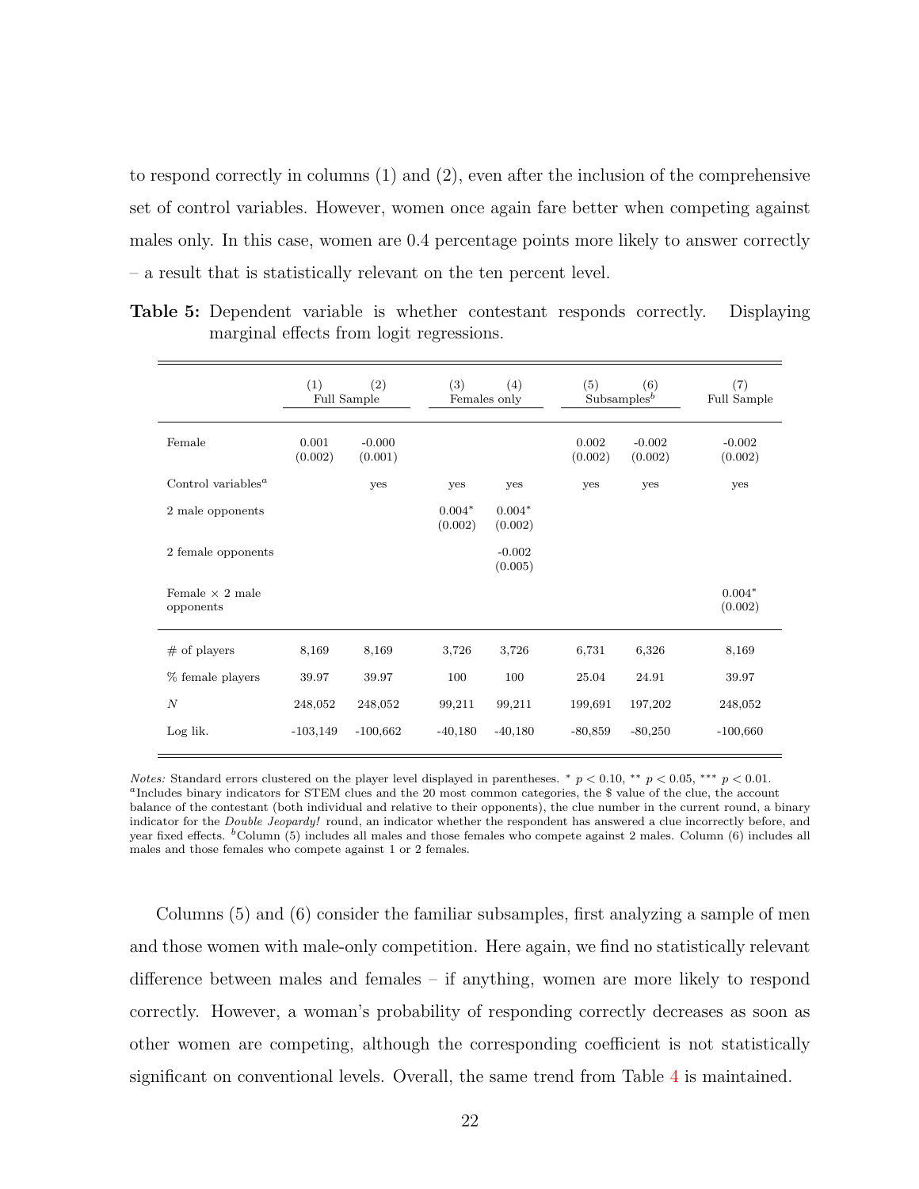to respond correctly in columns (1) and (2), even after the inclusion of the comprehensive set of control variables. However, women once again fare better when competing against males only. In this case, women are 0.4 percentage points more likely to answer correctly – a result that is statistically relevant on the ten percent level.

**Table 5:** Dependent variable is whether contestant responds correctly. Displaying marginal effects from logit regressions.

| | (1) | (2) | (3) | (4) | (5) | (6) | (7) |
|---|---|---|---|---|---|---|---|
| | Full Sample | | Females only | | Subsamples[b] | | Full Sample |
| Female | 0.001 (0.002) | -0.000 (0.001) | | | 0.002 (0.002) | -0.002 (0.002) | -0.002 (0.002) |
| Control variables[a] | | yes | yes | yes | yes | yes | yes |
| 2 male opponents | | | $0.004^{*}$ (0.002) | $0.004^{*}$ (0.002) | | | |
| 2 female opponents | | | | -0.002 (0.005) | | | |
| Female × 2 male opponents | | | | | | | $0.004^{*}$ (0.002) |
| # of players | 8,169 | 8,169 | 3,726 | 3,726 | 6,731 | 6,326 | 8,169 |
| % female players | 39.97 | 39.97 | 100 | 100 | 25.04 | 24.91 | 39.97 |
| $N$ | 248,052 | 248,052 | 99,211 | 99,211 | 199,691 | 197,202 | 248,052 |
| Log lik. | -103,149 | -100,662 | -40,180 | -40,180 | -80,859 | -80,250 | -100,660 |

*Notes:* Standard errors clustered on the player level displayed in parentheses. $^{*}$ $p < 0.10$, $^{**}$ $p < 0.05$, $^{***}$ $p < 0.01$.
[a]Includes binary indicators for STEM clues and the 20 most common categories, the $ value of the clue, the account balance of the contestant (both individual and relative to their opponents), the clue number in the current round, a binary indicator for the *Double Jeopardy!* round, an indicator whether the respondent has answered a clue incorrectly before, and year fixed effects. [b]Column (5) includes all males and those females who compete against 2 males. Column (6) includes all males and those females who compete against 1 or 2 females.

Columns (5) and (6) consider the familiar subsamples, first analyzing a sample of men and those women with male-only competition. Here again, we find no statistically relevant difference between males and females – if anything, women are more likely to respond correctly. However, a woman's probability of responding correctly decreases as soon as other women are competing, although the corresponding coefficient is not statistically significant on conventional levels. Overall, the same trend from Table 4 is maintained.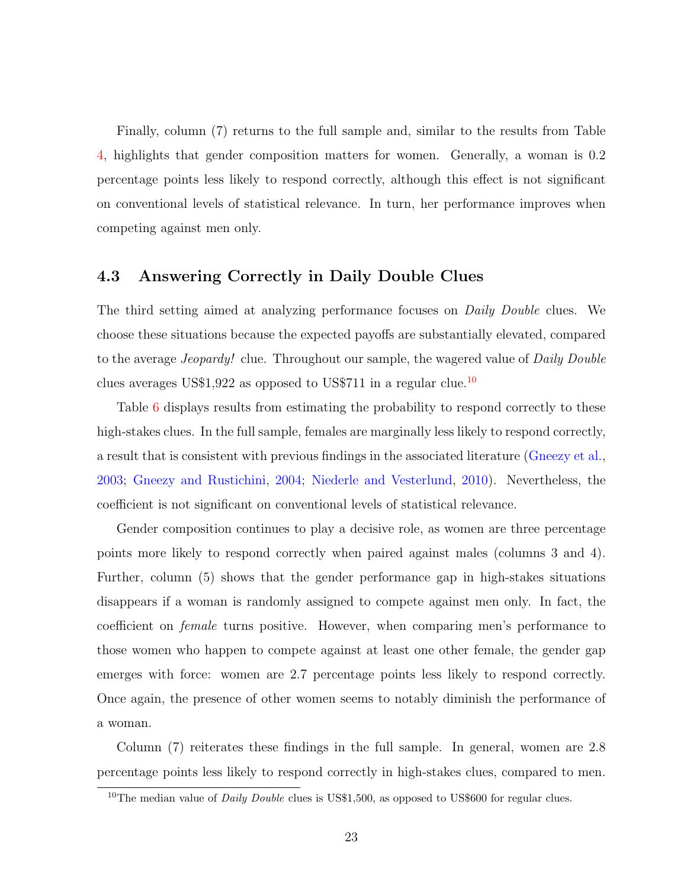Finally, column (7) returns to the full sample and, similar to the results from Table 4, highlights that gender composition matters for women. Generally, a woman is 0.2 percentage points less likely to respond correctly, although this effect is not significant on conventional levels of statistical relevance. In turn, her performance improves when competing against men only.

### 4.3 Answering Correctly in Daily Double Clues

The third setting aimed at analyzing performance focuses on *Daily Double* clues. We choose these situations because the expected payoffs are substantially elevated, compared to the average *Jeopardy!* clue. Throughout our sample, the wagered value of *Daily Double* clues averages US$1,922 as opposed to US$711 in a regular clue.[10]

Table 6 displays results from estimating the probability to respond correctly to these high-stakes clues. In the full sample, females are marginally less likely to respond correctly, a result that is consistent with previous findings in the associated literature (Gneezy et al., 2003; Gneezy and Rustichini, 2004; Niederle and Vesterlund, 2010). Nevertheless, the coefficient is not significant on conventional levels of statistical relevance.

Gender composition continues to play a decisive role, as women are three percentage points more likely to respond correctly when paired against males (columns 3 and 4). Further, column (5) shows that the gender performance gap in high-stakes situations disappears if a woman is randomly assigned to compete against men only. In fact, the coefficient on *female* turns positive. However, when comparing men's performance to those women who happen to compete against at least one other female, the gender gap emerges with force: women are 2.7 percentage points less likely to respond correctly. Once again, the presence of other women seems to notably diminish the performance of a woman.

Column (7) reiterates these findings in the full sample. In general, women are 2.8 percentage points less likely to respond correctly in high-stakes clues, compared to men.

[10] The median value of *Daily Double* clues is US$1,500, as opposed to US$600 for regular clues.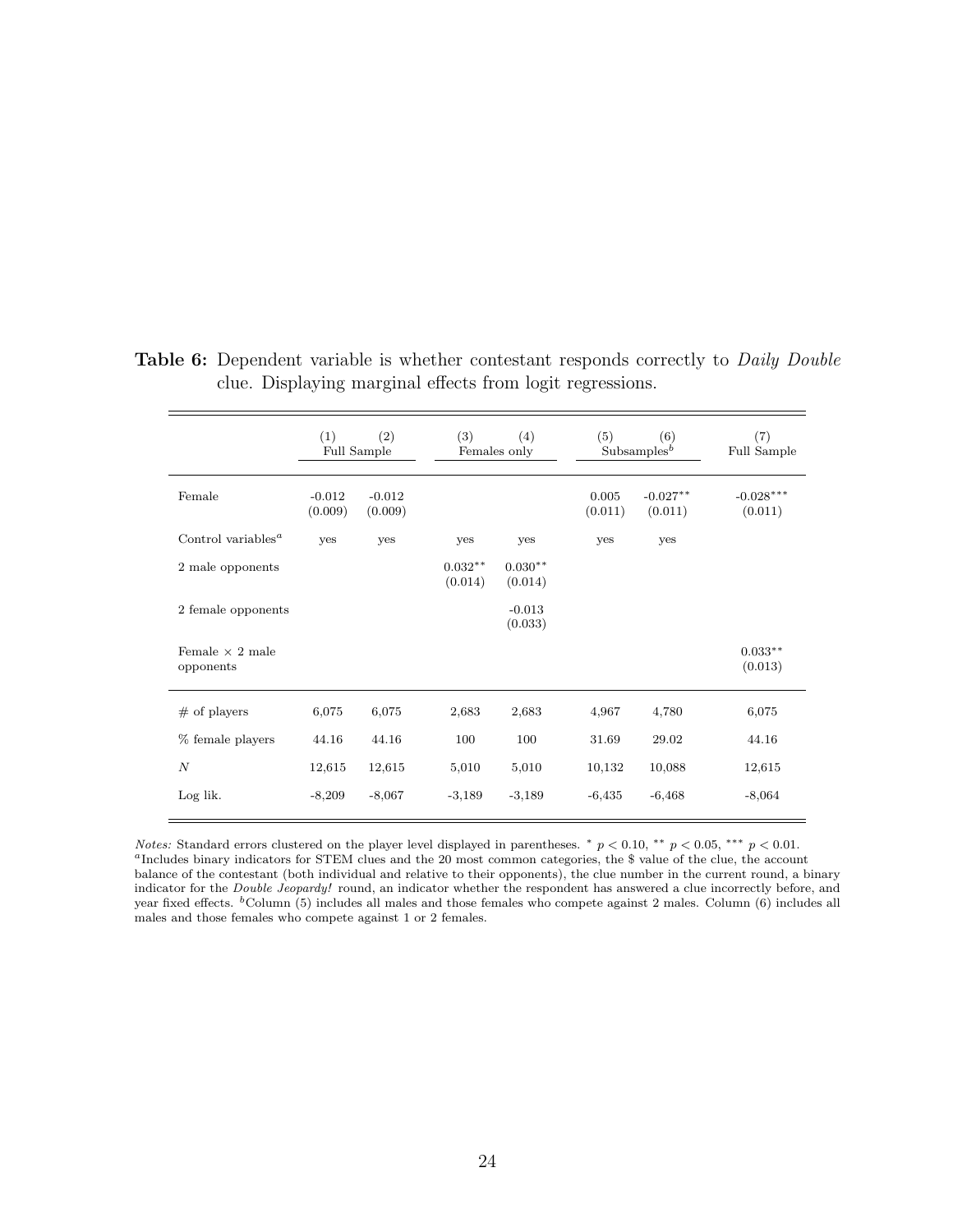**Table 6:** Dependent variable is whether contestant responds correctly to *Daily Double* clue. Displaying marginal effects from logit regressions.

| | (1) | (2) | (3) | (4) | (5) | (6) | (7) |
|---|---|---|---|---|---|---|---|
| | Full Sample | | Females only | | Subsamples[b] | | Full Sample |
| Female | -0.012 (0.009) | -0.012 (0.009) | | | 0.005 (0.011) | -0.027** (0.011) | -0.028*** (0.011) |
| Control variables[a] | yes | yes | yes | yes | yes | yes | |
| 2 male opponents | | | 0.032** (0.014) | 0.030** (0.014) | | | |
| 2 female opponents | | | | -0.013 (0.033) | | | |
| Female × 2 male opponents | | | | | | | 0.033** (0.013) |
| # of players | 6,075 | 6,075 | 2,683 | 2,683 | 4,967 | 4,780 | 6,075 |
| % female players | 44.16 | 44.16 | 100 | 100 | 31.69 | 29.02 | 44.16 |
| $N$ | 12,615 | 12,615 | 5,010 | 5,010 | 10,132 | 10,088 | 12,615 |
| Log lik. | -8,209 | -8,067 | -3,189 | -3,189 | -6,435 | -6,468 | -8,064 |

*Notes:* Standard errors clustered on the player level displayed in parentheses. * $p < 0.10$, ** $p < 0.05$, *** $p < 0.01$.
[a]Includes binary indicators for STEM clues and the 20 most common categories, the $ value of the clue, the account balance of the contestant (both individual and relative to their opponents), the clue number in the current round, a binary indicator for the *Double Jeopardy!* round, an indicator whether the respondent has answered a clue incorrectly before, and year fixed effects. [b]Column (5) includes all males and those females who compete against 2 males. Column (6) includes all males and those females who compete against 1 or 2 females.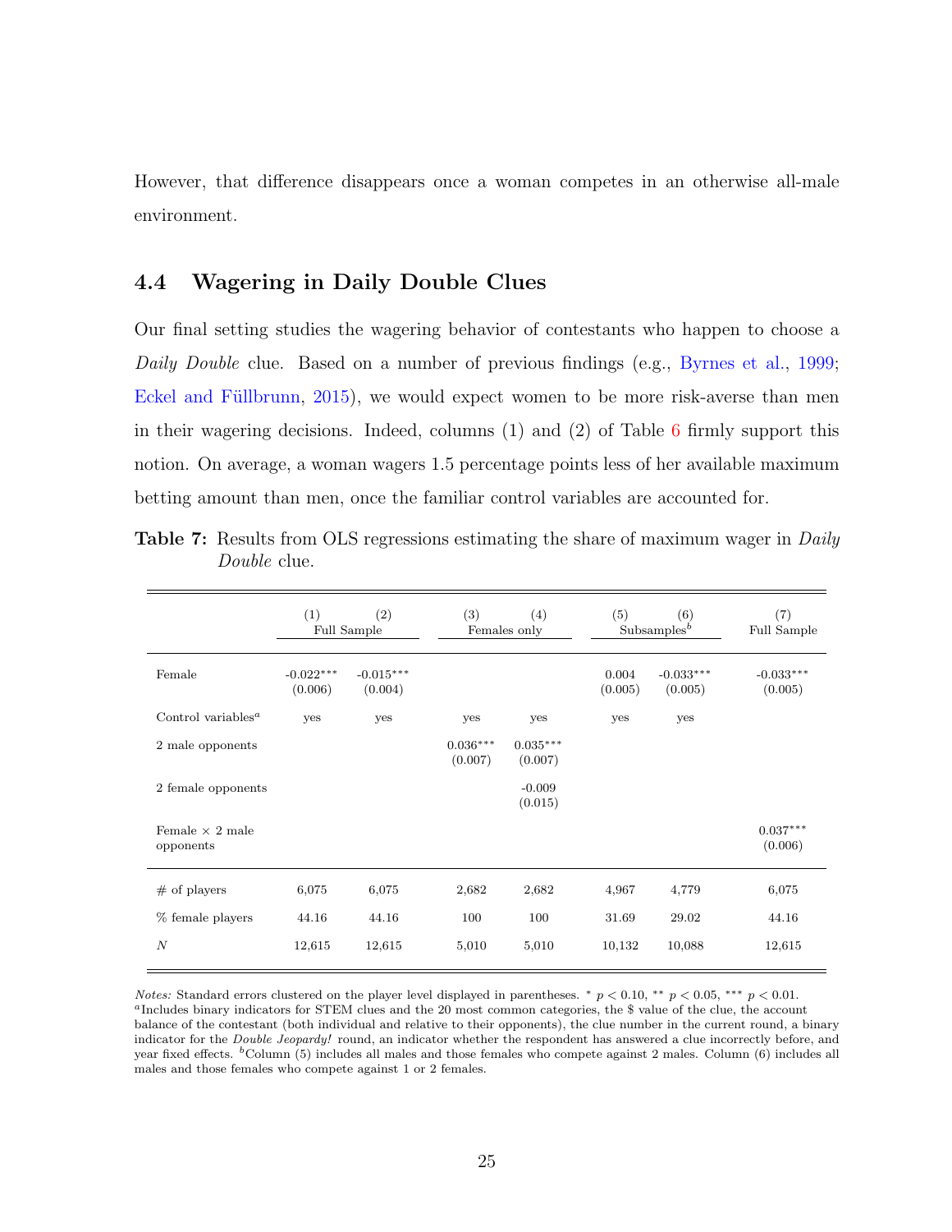However, that difference disappears once a woman competes in an otherwise all-male environment.

### 4.4 Wagering in Daily Double Clues

Our final setting studies the wagering behavior of contestants who happen to choose a *Daily Double* clue. Based on a number of previous findings (e.g., Byrnes et al., 1999; Eckel and Füllbrunn, 2015), we would expect women to be more risk-averse than men in their wagering decisions. Indeed, columns (1) and (2) of Table 6 firmly support this notion. On average, a woman wagers 1.5 percentage points less of her available maximum betting amount than men, once the familiar control variables are accounted for.

**Table 7:** Results from OLS regressions estimating the share of maximum wager in *Daily Double* clue.

| | (1) | (2) | (3) | (4) | (5) | (6) | (7) |
|---|---|---|---|---|---|---|---|
| | Full Sample | | Females only | | Subsamples[b] | | Full Sample |
| Female | -0.022*** (0.006) | -0.015*** (0.004) | | | 0.004 (0.005) | -0.033*** (0.005) | -0.033*** (0.005) |
| Control variables[a] | yes | yes | yes | yes | yes | yes | |
| 2 male opponents | | | 0.036*** (0.007) | 0.035*** (0.007) | | | |
| 2 female opponents | | | | -0.009 (0.015) | | | |
| Female × 2 male opponents | | | | | | | 0.037*** (0.006) |
| # of players | 6,075 | 6,075 | 2,682 | 2,682 | 4,967 | 4,779 | 6,075 |
| % female players | 44.16 | 44.16 | 100 | 100 | 31.69 | 29.02 | 44.16 |
| $N$ | 12,615 | 12,615 | 5,010 | 5,010 | 10,132 | 10,088 | 12,615 |

*Notes:* Standard errors clustered on the player level displayed in parentheses. * $p < 0.10$, ** $p < 0.05$, *** $p < 0.01$.
[a]Includes binary indicators for STEM clues and the 20 most common categories, the $ value of the clue, the account balance of the contestant (both individual and relative to their opponents), the clue number in the current round, a binary indicator for the *Double Jeopardy!* round, an indicator whether the respondent has answered a clue incorrectly before, and year fixed effects. [b]Column (5) includes all males and those females who compete against 2 males. Column (6) includes all males and those females who compete against 1 or 2 females.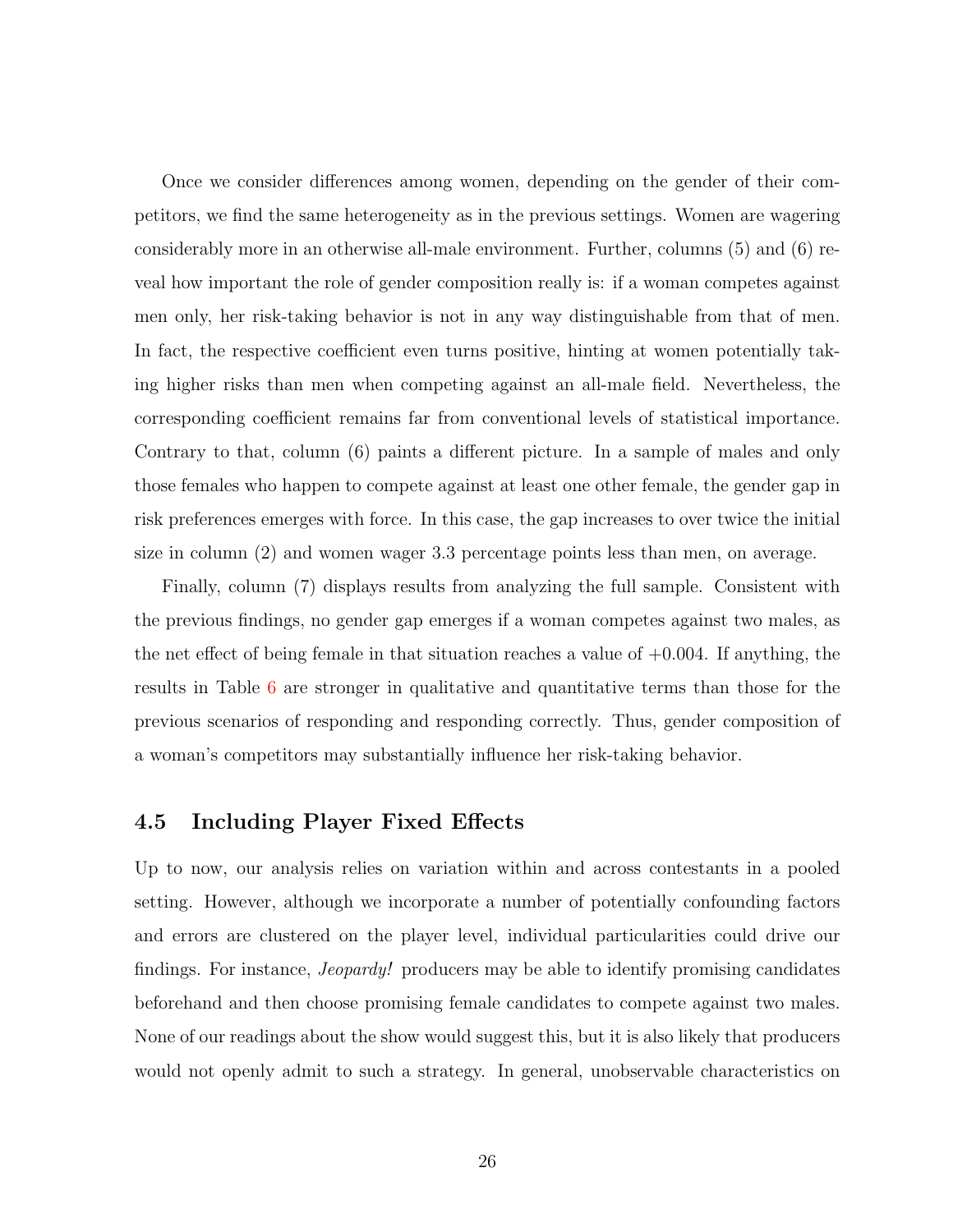Once we consider differences among women, depending on the gender of their competitors, we find the same heterogeneity as in the previous settings. Women are wagering considerably more in an otherwise all-male environment. Further, columns (5) and (6) reveal how important the role of gender composition really is: if a woman competes against men only, her risk-taking behavior is not in any way distinguishable from that of men. In fact, the respective coefficient even turns positive, hinting at women potentially taking higher risks than men when competing against an all-male field. Nevertheless, the corresponding coefficient remains far from conventional levels of statistical importance. Contrary to that, column (6) paints a different picture. In a sample of males and only those females who happen to compete against at least one other female, the gender gap in risk preferences emerges with force. In this case, the gap increases to over twice the initial size in column (2) and women wager 3.3 percentage points less than men, on average.

Finally, column (7) displays results from analyzing the full sample. Consistent with the previous findings, no gender gap emerges if a woman competes against two males, as the net effect of being female in that situation reaches a value of +0.004. If anything, the results in Table 6 are stronger in qualitative and quantitative terms than those for the previous scenarios of responding and responding correctly. Thus, gender composition of a woman's competitors may substantially influence her risk-taking behavior.

## 4.5 Including Player Fixed Effects

Up to now, our analysis relies on variation within and across contestants in a pooled setting. However, although we incorporate a number of potentially confounding factors and errors are clustered on the player level, individual particularities could drive our findings. For instance, *Jeopardy!* producers may be able to identify promising candidates beforehand and then choose promising female candidates to compete against two males. None of our readings about the show would suggest this, but it is also likely that producers would not openly admit to such a strategy. In general, unobservable characteristics on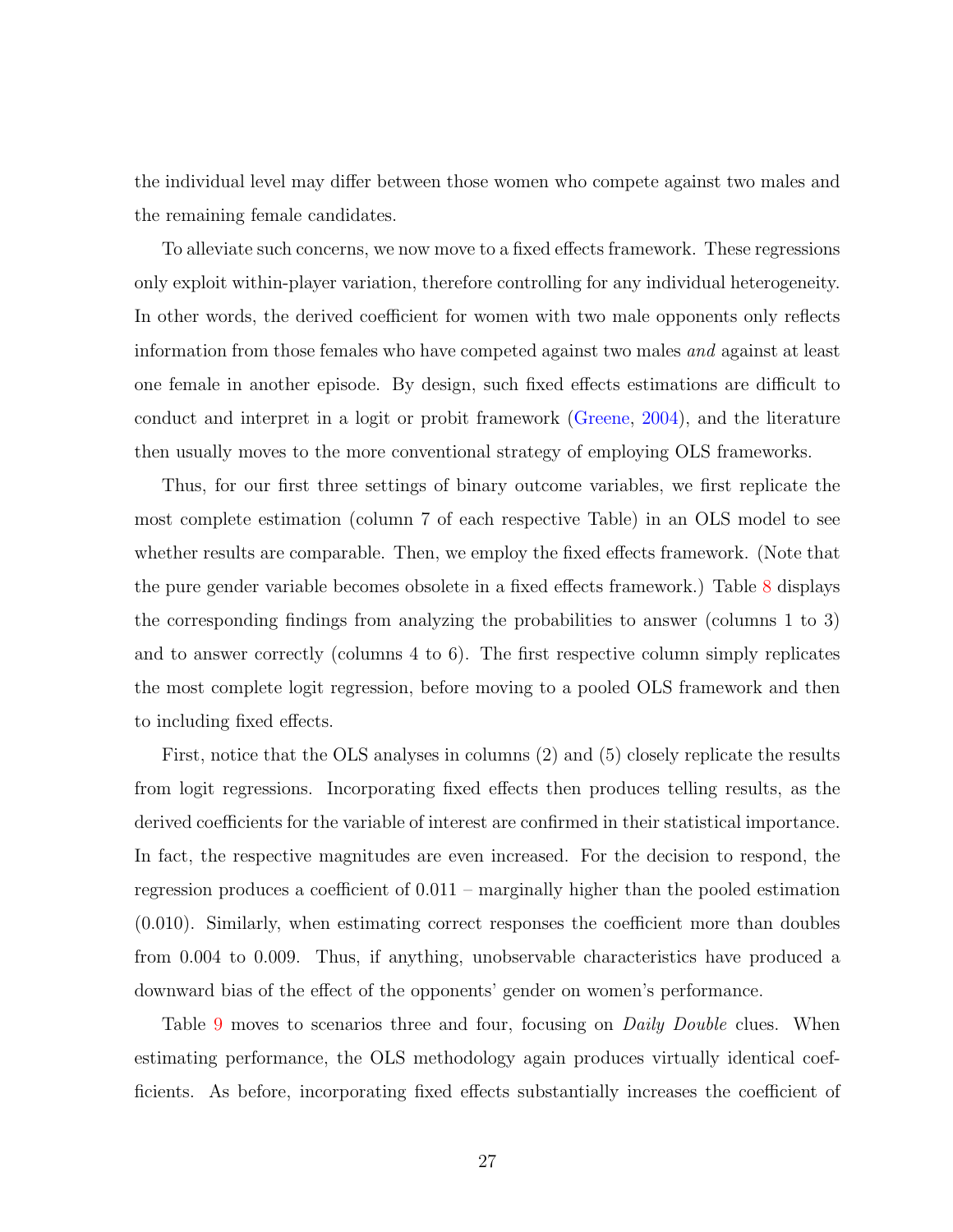the individual level may differ between those women who compete against two males and the remaining female candidates.

To alleviate such concerns, we now move to a fixed effects framework. These regressions only exploit within-player variation, therefore controlling for any individual heterogeneity. In other words, the derived coefficient for women with two male opponents only reflects information from those females who have competed against two males *and* against at least one female in another episode. By design, such fixed effects estimations are difficult to conduct and interpret in a logit or probit framework (Greene, 2004), and the literature then usually moves to the more conventional strategy of employing OLS frameworks.

Thus, for our first three settings of binary outcome variables, we first replicate the most complete estimation (column 7 of each respective Table) in an OLS model to see whether results are comparable. Then, we employ the fixed effects framework. (Note that the pure gender variable becomes obsolete in a fixed effects framework.) Table 8 displays the corresponding findings from analyzing the probabilities to answer (columns 1 to 3) and to answer correctly (columns 4 to 6). The first respective column simply replicates the most complete logit regression, before moving to a pooled OLS framework and then to including fixed effects.

First, notice that the OLS analyses in columns (2) and (5) closely replicate the results from logit regressions. Incorporating fixed effects then produces telling results, as the derived coefficients for the variable of interest are confirmed in their statistical importance. In fact, the respective magnitudes are even increased. For the decision to respond, the regression produces a coefficient of 0.011 – marginally higher than the pooled estimation (0.010). Similarly, when estimating correct responses the coefficient more than doubles from 0.004 to 0.009. Thus, if anything, unobservable characteristics have produced a downward bias of the effect of the opponents' gender on women's performance.

Table 9 moves to scenarios three and four, focusing on *Daily Double* clues. When estimating performance, the OLS methodology again produces virtually identical coefficients. As before, incorporating fixed effects substantially increases the coefficient of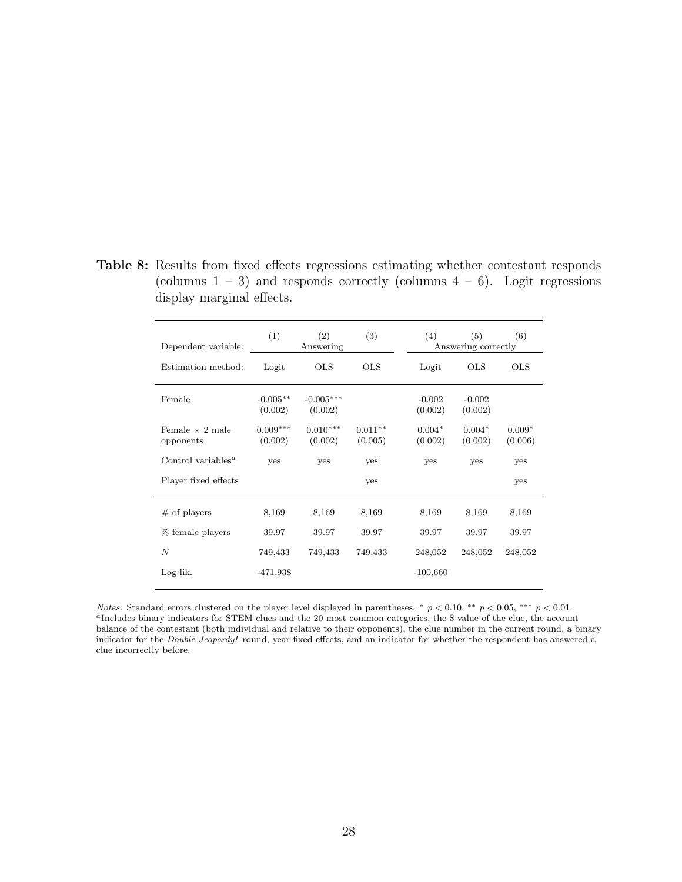**Table 8:** Results from fixed effects regressions estimating whether contestant responds (columns 1 – 3) and responds correctly (columns 4 – 6). Logit regressions display marginal effects.

| | (1) | (2) | (3) | (4) | (5) | (6) |
|---|---|---|---|---|---|---|
| Dependent variable: | | Answering | | | Answering correctly | |
| Estimation method: | Logit | OLS | OLS | Logit | OLS | OLS |
| Female | -0.005** (0.002) | -0.005*** (0.002) | | -0.002 (0.002) | -0.002 (0.002) | |
| Female × 2 male opponents | 0.009*** (0.002) | 0.010*** (0.002) | 0.011** (0.005) | 0.004* (0.002) | 0.004* (0.002) | 0.009* (0.006) |
| Control variables[a] | yes | yes | yes | yes | yes | yes |
| Player fixed effects | | | yes | | | yes |
| # of players | 8,169 | 8,169 | 8,169 | 8,169 | 8,169 | 8,169 |
| % female players | 39.97 | 39.97 | 39.97 | 39.97 | 39.97 | 39.97 |
| $N$ | 749,433 | 749,433 | 749,433 | 248,052 | 248,052 | 248,052 |
| Log lik. | -471,938 | | | -100,660 | | |

*Notes:* Standard errors clustered on the player level displayed in parentheses. * $p < 0.10$, ** $p < 0.05$, *** $p < 0.01$.
[a]Includes binary indicators for STEM clues and the 20 most common categories, the $ value of the clue, the account balance of the contestant (both individual and relative to their opponents), the clue number in the current round, a binary indicator for the *Double Jeopardy!* round, year fixed effects, and an indicator for whether the respondent has answered a clue incorrectly before.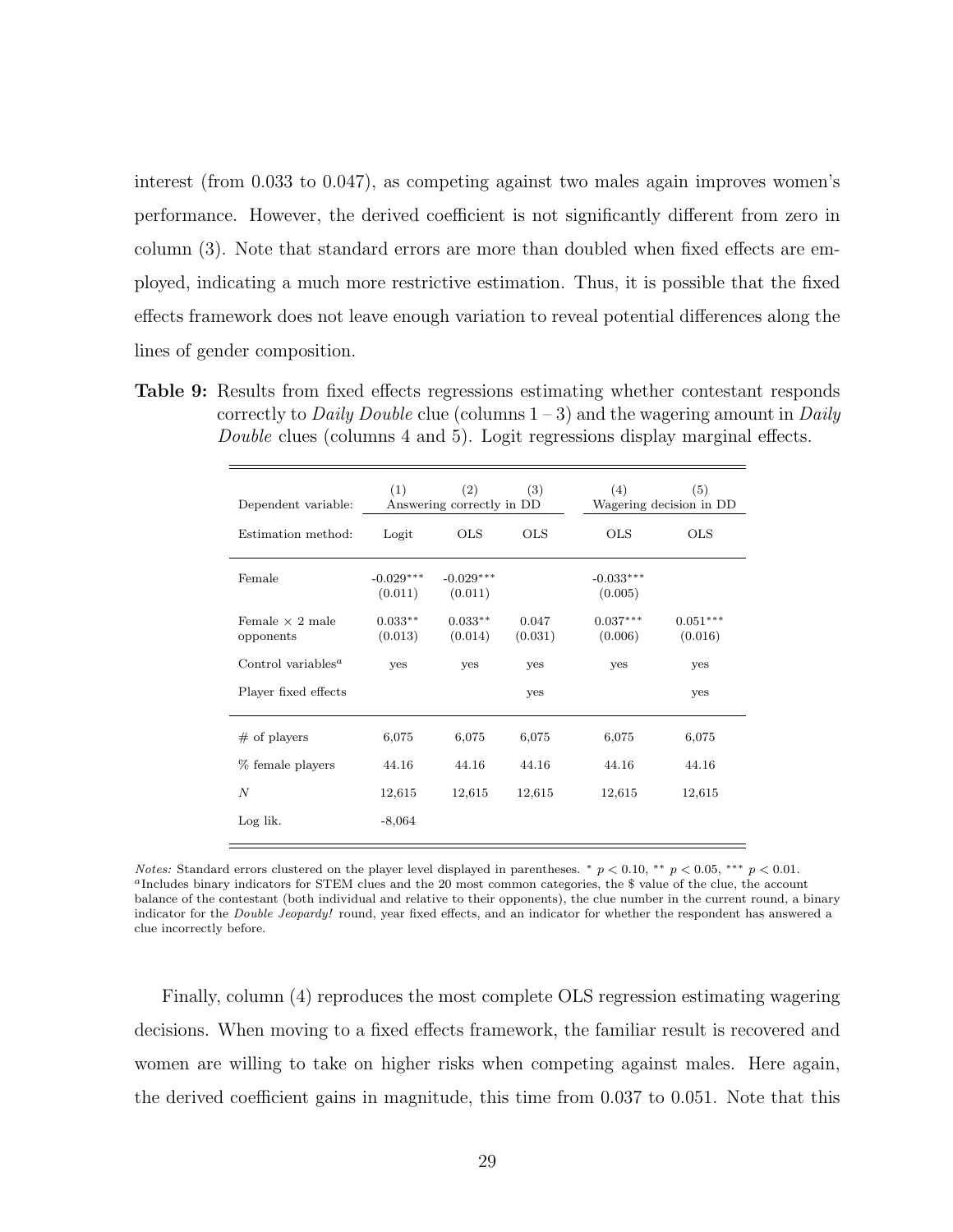interest (from 0.033 to 0.047), as competing against two males again improves women's performance. However, the derived coefficient is not significantly different from zero in column (3). Note that standard errors are more than doubled when fixed effects are employed, indicating a much more restrictive estimation. Thus, it is possible that the fixed effects framework does not leave enough variation to reveal potential differences along the lines of gender composition.

**Table 9:** Results from fixed effects regressions estimating whether contestant responds correctly to *Daily Double* clue (columns 1 – 3) and the wagering amount in *Daily Double* clues (columns 4 and 5). Logit regressions display marginal effects.

| | (1) | (2) | (3) | (4) | (5) |
|---|---|---|---|---|---|
| Dependent variable: | Answering correctly in DD | | | Wagering decision in DD | |
| Estimation method: | Logit | OLS | OLS | OLS | OLS |
| Female | -0.029*** (0.011) | -0.029*** (0.011) | | -0.033*** (0.005) | |
| Female × 2 male opponents | 0.033** (0.013) | 0.033** (0.014) | 0.047 (0.031) | 0.037*** (0.006) | 0.051*** (0.016) |
| Control variables[a] | yes | yes | yes | yes | yes |
| Player fixed effects | | | yes | | yes |
| # of players | 6,075 | 6,075 | 6,075 | 6,075 | 6,075 |
| % female players | 44.16 | 44.16 | 44.16 | 44.16 | 44.16 |
| $N$ | 12,615 | 12,615 | 12,615 | 12,615 | 12,615 |
| Log lik. | -8,064 | | | | |

*Notes:* Standard errors clustered on the player level displayed in parentheses. * $p < 0.10$, ** $p < 0.05$, *** $p < 0.01$.
[a]Includes binary indicators for STEM clues and the 20 most common categories, the $ value of the clue, the account balance of the contestant (both individual and relative to their opponents), the clue number in the current round, a binary indicator for the *Double Jeopardy!* round, year fixed effects, and an indicator for whether the respondent has answered a clue incorrectly before.

Finally, column (4) reproduces the most complete OLS regression estimating wagering decisions. When moving to a fixed effects framework, the familiar result is recovered and women are willing to take on higher risks when competing against males. Here again, the derived coefficient gains in magnitude, this time from 0.037 to 0.051. Note that this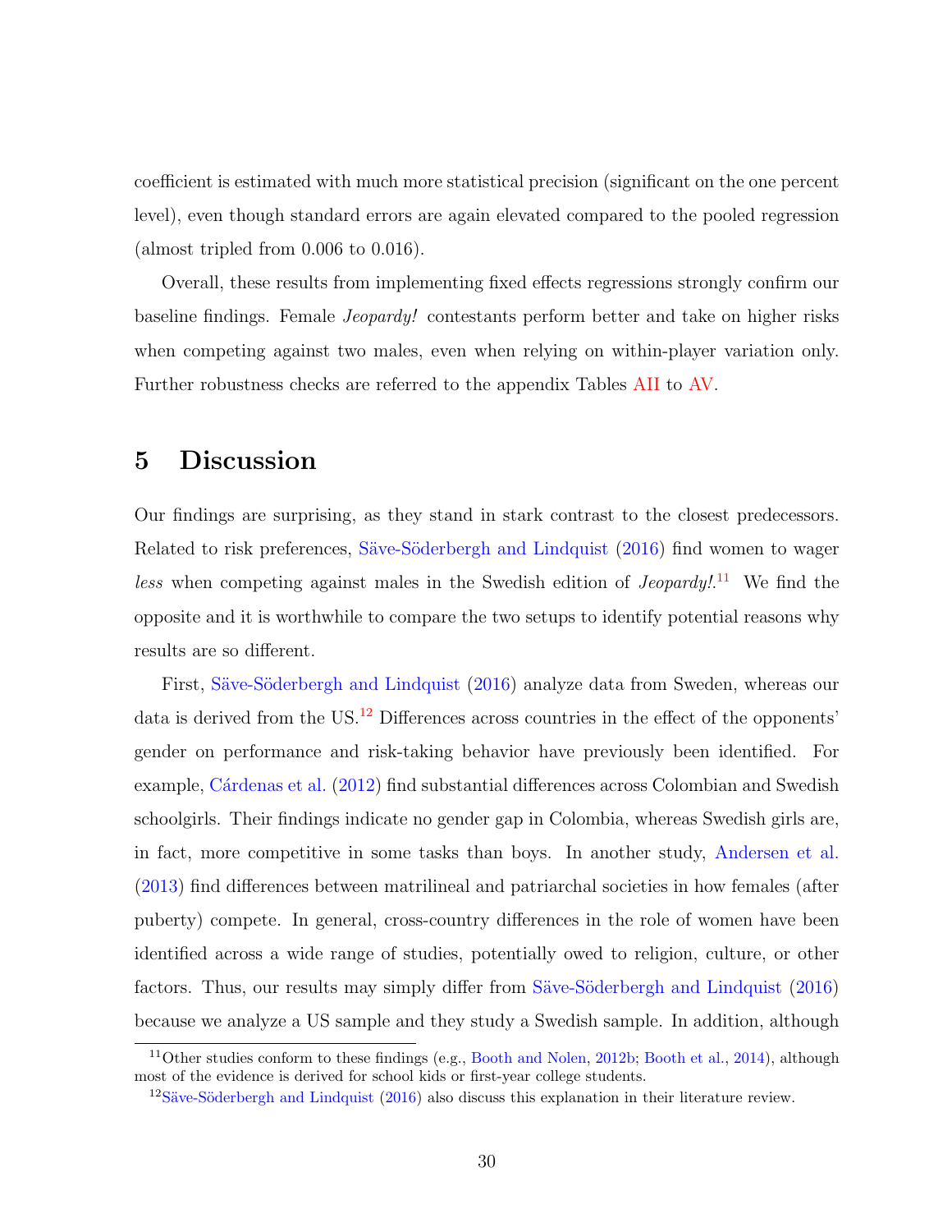coefficient is estimated with much more statistical precision (significant on the one percent level), even though standard errors are again elevated compared to the pooled regression (almost tripled from 0.006 to 0.016).

Overall, these results from implementing fixed effects regressions strongly confirm our baseline findings. Female *Jeopardy!* contestants perform better and take on higher risks when competing against two males, even when relying on within-player variation only. Further robustness checks are referred to the appendix Tables AII to AV.

# 5 Discussion

Our findings are surprising, as they stand in stark contrast to the closest predecessors. Related to risk preferences, Säve-Söderbergh and Lindquist (2016) find women to wager *less* when competing against males in the Swedish edition of *Jeopardy!*.[11] We find the opposite and it is worthwhile to compare the two setups to identify potential reasons why results are so different.

First, Säve-Söderbergh and Lindquist (2016) analyze data from Sweden, whereas our data is derived from the US.[12] Differences across countries in the effect of the opponents' gender on performance and risk-taking behavior have previously been identified. For example, Cárdenas et al. (2012) find substantial differences across Colombian and Swedish schoolgirls. Their findings indicate no gender gap in Colombia, whereas Swedish girls are, in fact, more competitive in some tasks than boys. In another study, Andersen et al. (2013) find differences between matrilineal and patriarchal societies in how females (after puberty) compete. In general, cross-country differences in the role of women have been identified across a wide range of studies, potentially owed to religion, culture, or other factors. Thus, our results may simply differ from Säve-Söderbergh and Lindquist (2016) because we analyze a US sample and they study a Swedish sample. In addition, although

[11] Other studies conform to these findings (e.g., Booth and Nolen, 2012b; Booth et al., 2014), although most of the evidence is derived for school kids or first-year college students.

[12] Säve-Söderbergh and Lindquist (2016) also discuss this explanation in their literature review.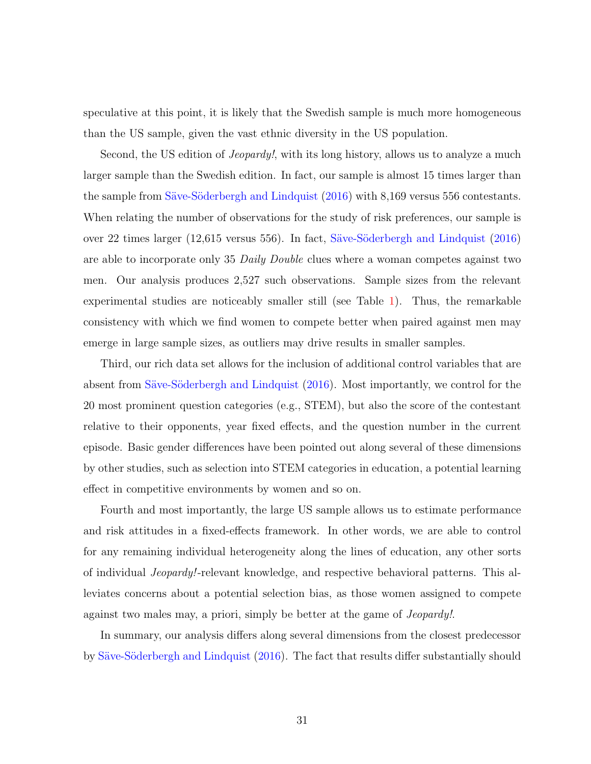speculative at this point, it is likely that the Swedish sample is much more homogeneous than the US sample, given the vast ethnic diversity in the US population.

Second, the US edition of *Jeopardy!*, with its long history, allows us to analyze a much larger sample than the Swedish edition. In fact, our sample is almost 15 times larger than the sample from Säve-Söderbergh and Lindquist (2016) with 8,169 versus 556 contestants. When relating the number of observations for the study of risk preferences, our sample is over 22 times larger (12,615 versus 556). In fact, Säve-Söderbergh and Lindquist (2016) are able to incorporate only 35 *Daily Double* clues where a woman competes against two men. Our analysis produces 2,527 such observations. Sample sizes from the relevant experimental studies are noticeably smaller still (see Table 1). Thus, the remarkable consistency with which we find women to compete better when paired against men may emerge in large sample sizes, as outliers may drive results in smaller samples.

Third, our rich data set allows for the inclusion of additional control variables that are absent from Säve-Söderbergh and Lindquist (2016). Most importantly, we control for the 20 most prominent question categories (e.g., STEM), but also the score of the contestant relative to their opponents, year fixed effects, and the question number in the current episode. Basic gender differences have been pointed out along several of these dimensions by other studies, such as selection into STEM categories in education, a potential learning effect in competitive environments by women and so on.

Fourth and most importantly, the large US sample allows us to estimate performance and risk attitudes in a fixed-effects framework. In other words, we are able to control for any remaining individual heterogeneity along the lines of education, any other sorts of individual *Jeopardy!*-relevant knowledge, and respective behavioral patterns. This alleviates concerns about a potential selection bias, as those women assigned to compete against two males may, a priori, simply be better at the game of *Jeopardy!*.

In summary, our analysis differs along several dimensions from the closest predecessor by Säve-Söderbergh and Lindquist (2016). The fact that results differ substantially should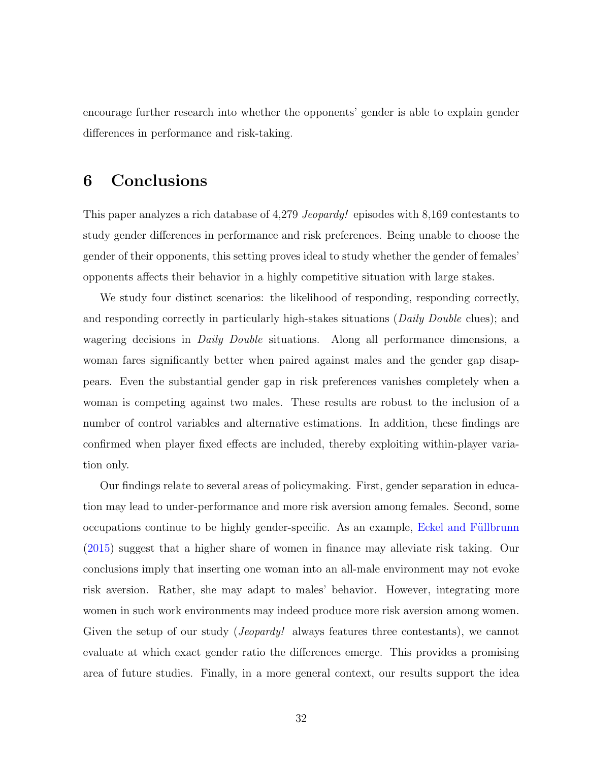encourage further research into whether the opponents' gender is able to explain gender differences in performance and risk-taking.

# 6 Conclusions

This paper analyzes a rich database of 4,279 *Jeopardy!* episodes with 8,169 contestants to study gender differences in performance and risk preferences. Being unable to choose the gender of their opponents, this setting proves ideal to study whether the gender of females' opponents affects their behavior in a highly competitive situation with large stakes.

We study four distinct scenarios: the likelihood of responding, responding correctly, and responding correctly in particularly high-stakes situations (*Daily Double* clues); and wagering decisions in *Daily Double* situations. Along all performance dimensions, a woman fares significantly better when paired against males and the gender gap disappears. Even the substantial gender gap in risk preferences vanishes completely when a woman is competing against two males. These results are robust to the inclusion of a number of control variables and alternative estimations. In addition, these findings are confirmed when player fixed effects are included, thereby exploiting within-player variation only.

Our findings relate to several areas of policymaking. First, gender separation in education may lead to under-performance and more risk aversion among females. Second, some occupations continue to be highly gender-specific. As an example, Eckel and Füllbrunn (2015) suggest that a higher share of women in finance may alleviate risk taking. Our conclusions imply that inserting one woman into an all-male environment may not evoke risk aversion. Rather, she may adapt to males' behavior. However, integrating more women in such work environments may indeed produce more risk aversion among women. Given the setup of our study (*Jeopardy!* always features three contestants), we cannot evaluate at which exact gender ratio the differences emerge. This provides a promising area of future studies. Finally, in a more general context, our results support the idea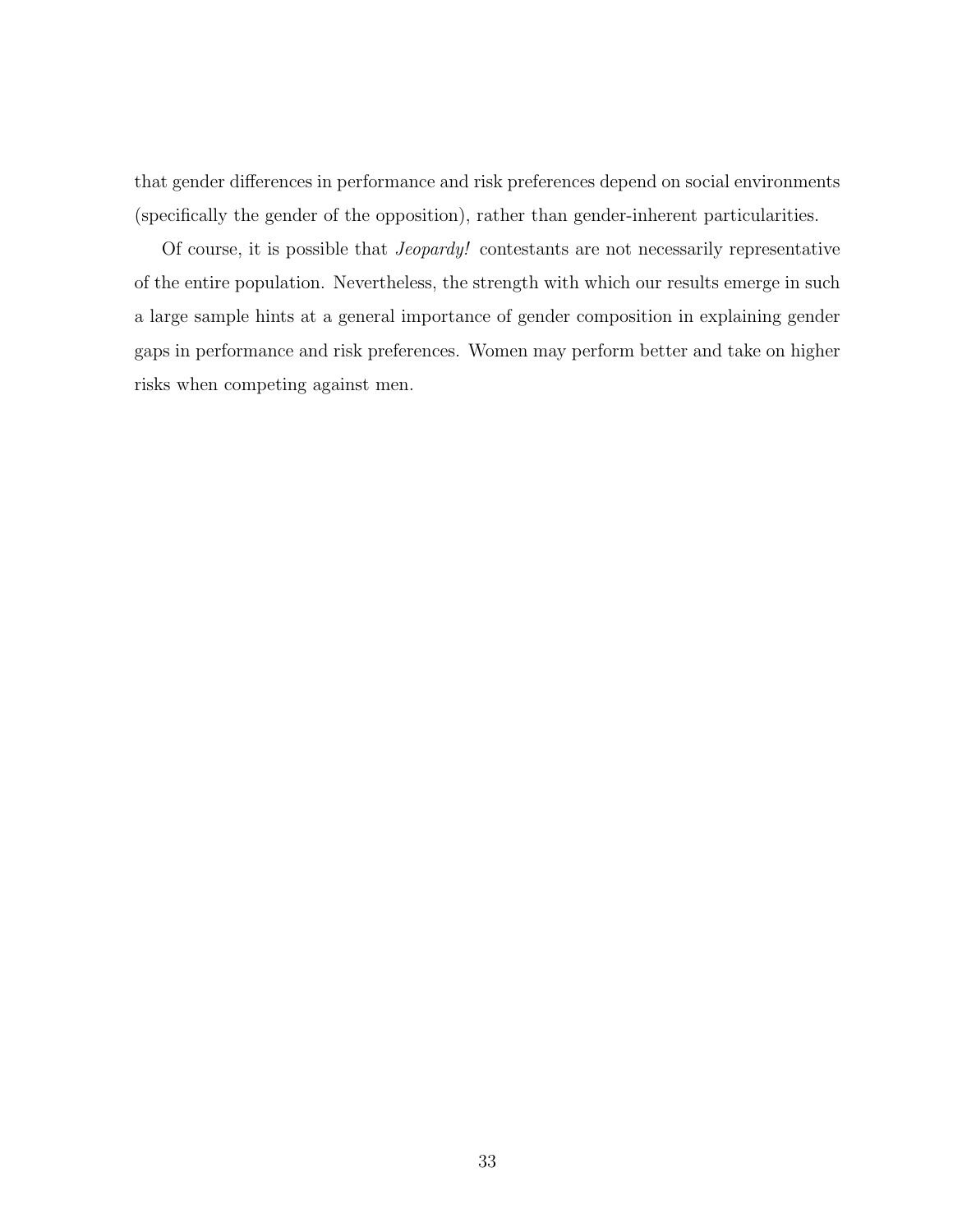that gender differences in performance and risk preferences depend on social environments (specifically the gender of the opposition), rather than gender-inherent particularities.

Of course, it is possible that *Jeopardy!* contestants are not necessarily representative of the entire population. Nevertheless, the strength with which our results emerge in such a large sample hints at a general importance of gender composition in explaining gender gaps in performance and risk preferences. Women may perform better and take on higher risks when competing against men.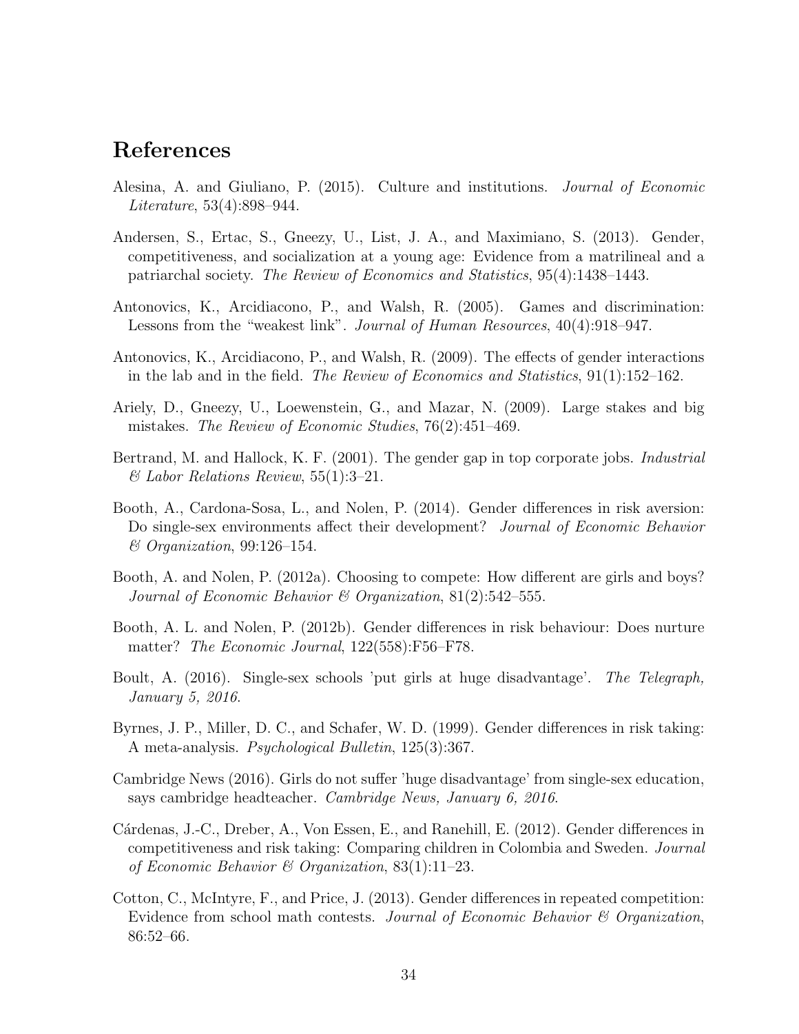# References

Alesina, A. and Giuliano, P. (2015). Culture and institutions. *Journal of Economic Literature*, 53(4):898–944.

Andersen, S., Ertac, S., Gneezy, U., List, J. A., and Maximiano, S. (2013). Gender, competitiveness, and socialization at a young age: Evidence from a matrilineal and a patriarchal society. *The Review of Economics and Statistics*, 95(4):1438–1443.

Antonovics, K., Arcidiacono, P., and Walsh, R. (2005). Games and discrimination: Lessons from the "weakest link". *Journal of Human Resources*, 40(4):918–947.

Antonovics, K., Arcidiacono, P., and Walsh, R. (2009). The effects of gender interactions in the lab and in the field. *The Review of Economics and Statistics*, 91(1):152–162.

Ariely, D., Gneezy, U., Loewenstein, G., and Mazar, N. (2009). Large stakes and big mistakes. *The Review of Economic Studies*, 76(2):451–469.

Bertrand, M. and Hallock, K. F. (2001). The gender gap in top corporate jobs. *Industrial & Labor Relations Review*, 55(1):3–21.

Booth, A., Cardona-Sosa, L., and Nolen, P. (2014). Gender differences in risk aversion: Do single-sex environments affect their development? *Journal of Economic Behavior & Organization*, 99:126–154.

Booth, A. and Nolen, P. (2012a). Choosing to compete: How different are girls and boys? *Journal of Economic Behavior & Organization*, 81(2):542–555.

Booth, A. L. and Nolen, P. (2012b). Gender differences in risk behaviour: Does nurture matter? *The Economic Journal*, 122(558):F56–F78.

Boult, A. (2016). Single-sex schools 'put girls at huge disadvantage'. *The Telegraph, January 5, 2016*.

Byrnes, J. P., Miller, D. C., and Schafer, W. D. (1999). Gender differences in risk taking: A meta-analysis. *Psychological Bulletin*, 125(3):367.

Cambridge News (2016). Girls do not suffer 'huge disadvantage' from single-sex education, says cambridge headteacher. *Cambridge News, January 6, 2016*.

Cárdenas, J.-C., Dreber, A., Von Essen, E., and Ranehill, E. (2012). Gender differences in competitiveness and risk taking: Comparing children in Colombia and Sweden. *Journal of Economic Behavior & Organization*, 83(1):11–23.

Cotton, C., McIntyre, F., and Price, J. (2013). Gender differences in repeated competition: Evidence from school math contests. *Journal of Economic Behavior & Organization*, 86:52–66.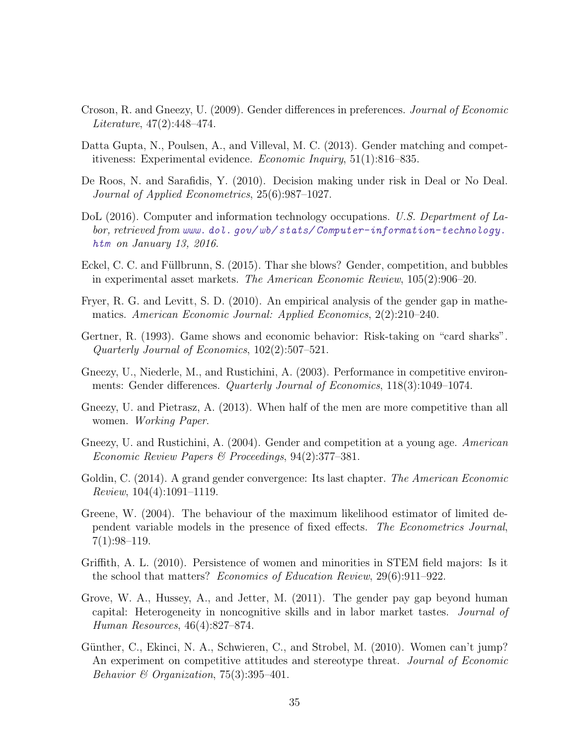Croson, R. and Gneezy, U. (2009). Gender differences in preferences. *Journal of Economic Literature*, 47(2):448–474.

Datta Gupta, N., Poulsen, A., and Villeval, M. C. (2013). Gender matching and competitiveness: Experimental evidence. *Economic Inquiry*, 51(1):816–835.

De Roos, N. and Sarafidis, Y. (2010). Decision making under risk in Deal or No Deal. *Journal of Applied Econometrics*, 25(6):987–1027.

DoL (2016). Computer and information technology occupations. *U.S. Department of Labor, retrieved from www.dol.gov/wb/stats/Computer-information-technology.htm on January 13, 2016*.

Eckel, C. C. and Füllbrunn, S. (2015). Thar she blows? Gender, competition, and bubbles in experimental asset markets. *The American Economic Review*, 105(2):906–20.

Fryer, R. G. and Levitt, S. D. (2010). An empirical analysis of the gender gap in mathematics. *American Economic Journal: Applied Economics*, 2(2):210–240.

Gertner, R. (1993). Game shows and economic behavior: Risk-taking on "card sharks". *Quarterly Journal of Economics*, 102(2):507–521.

Gneezy, U., Niederle, M., and Rustichini, A. (2003). Performance in competitive environments: Gender differences. *Quarterly Journal of Economics*, 118(3):1049–1074.

Gneezy, U. and Pietrasz, A. (2013). When half of the men are more competitive than all women. *Working Paper*.

Gneezy, U. and Rustichini, A. (2004). Gender and competition at a young age. *American Economic Review Papers & Proceedings*, 94(2):377–381.

Goldin, C. (2014). A grand gender convergence: Its last chapter. *The American Economic Review*, 104(4):1091–1119.

Greene, W. (2004). The behaviour of the maximum likelihood estimator of limited dependent variable models in the presence of fixed effects. *The Econometrics Journal*, 7(1):98–119.

Griffith, A. L. (2010). Persistence of women and minorities in STEM field majors: Is it the school that matters? *Economics of Education Review*, 29(6):911–922.

Grove, W. A., Hussey, A., and Jetter, M. (2011). The gender pay gap beyond human capital: Heterogeneity in noncognitive skills and in labor market tastes. *Journal of Human Resources*, 46(4):827–874.

Günther, C., Ekinci, N. A., Schwieren, C., and Strobel, M. (2010). Women can't jump? An experiment on competitive attitudes and stereotype threat. *Journal of Economic Behavior & Organization*, 75(3):395–401.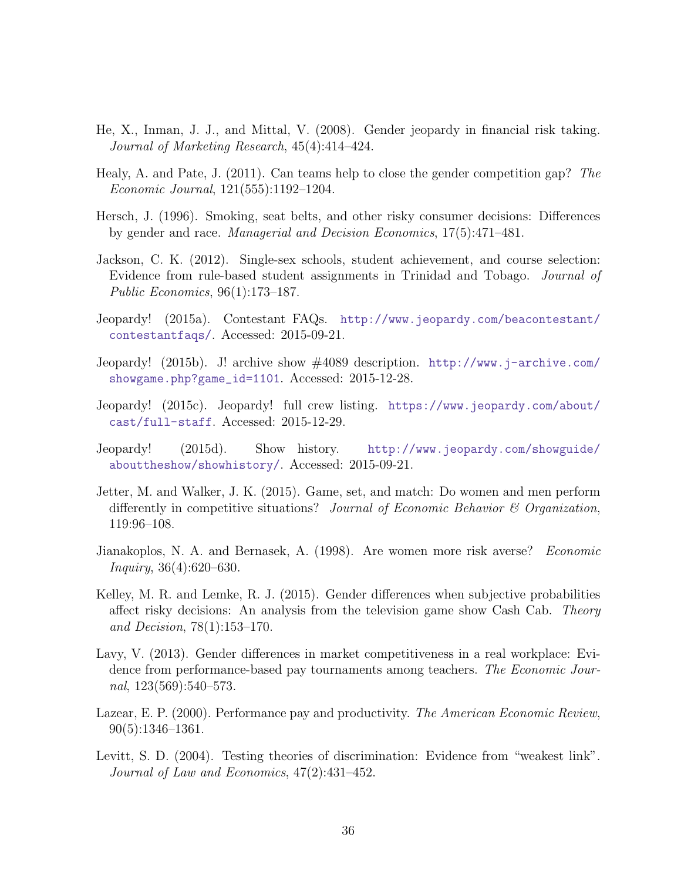He, X., Inman, J. J., and Mittal, V. (2008). Gender jeopardy in financial risk taking. *Journal of Marketing Research*, 45(4):414–424.

Healy, A. and Pate, J. (2011). Can teams help to close the gender competition gap? *The Economic Journal*, 121(555):1192–1204.

Hersch, J. (1996). Smoking, seat belts, and other risky consumer decisions: Differences by gender and race. *Managerial and Decision Economics*, 17(5):471–481.

Jackson, C. K. (2012). Single-sex schools, student achievement, and course selection: Evidence from rule-based student assignments in Trinidad and Tobago. *Journal of Public Economics*, 96(1):173–187.

Jeopardy! (2015a). Contestant FAQs. http://www.jeopardy.com/beacontestant/contestantfaqs/. Accessed: 2015-09-21.

Jeopardy! (2015b). J! archive show #4089 description. http://www.j-archive.com/showgame.php?game_id=1101. Accessed: 2015-12-28.

Jeopardy! (2015c). Jeopardy! full crew listing. https://www.jeopardy.com/about/cast/full-staff. Accessed: 2015-12-29.

Jeopardy! (2015d). Show history. http://www.jeopardy.com/showguide/abouttheshow/showhistory/. Accessed: 2015-09-21.

Jetter, M. and Walker, J. K. (2015). Game, set, and match: Do women and men perform differently in competitive situations? *Journal of Economic Behavior & Organization*, 119:96–108.

Jianakoplos, N. A. and Bernasek, A. (1998). Are women more risk averse? *Economic Inquiry*, 36(4):620–630.

Kelley, M. R. and Lemke, R. J. (2015). Gender differences when subjective probabilities affect risky decisions: An analysis from the television game show Cash Cab. *Theory and Decision*, 78(1):153–170.

Lavy, V. (2013). Gender differences in market competitiveness in a real workplace: Evidence from performance-based pay tournaments among teachers. *The Economic Journal*, 123(569):540–573.

Lazear, E. P. (2000). Performance pay and productivity. *The American Economic Review*, 90(5):1346–1361.

Levitt, S. D. (2004). Testing theories of discrimination: Evidence from "weakest link". *Journal of Law and Economics*, 47(2):431–452.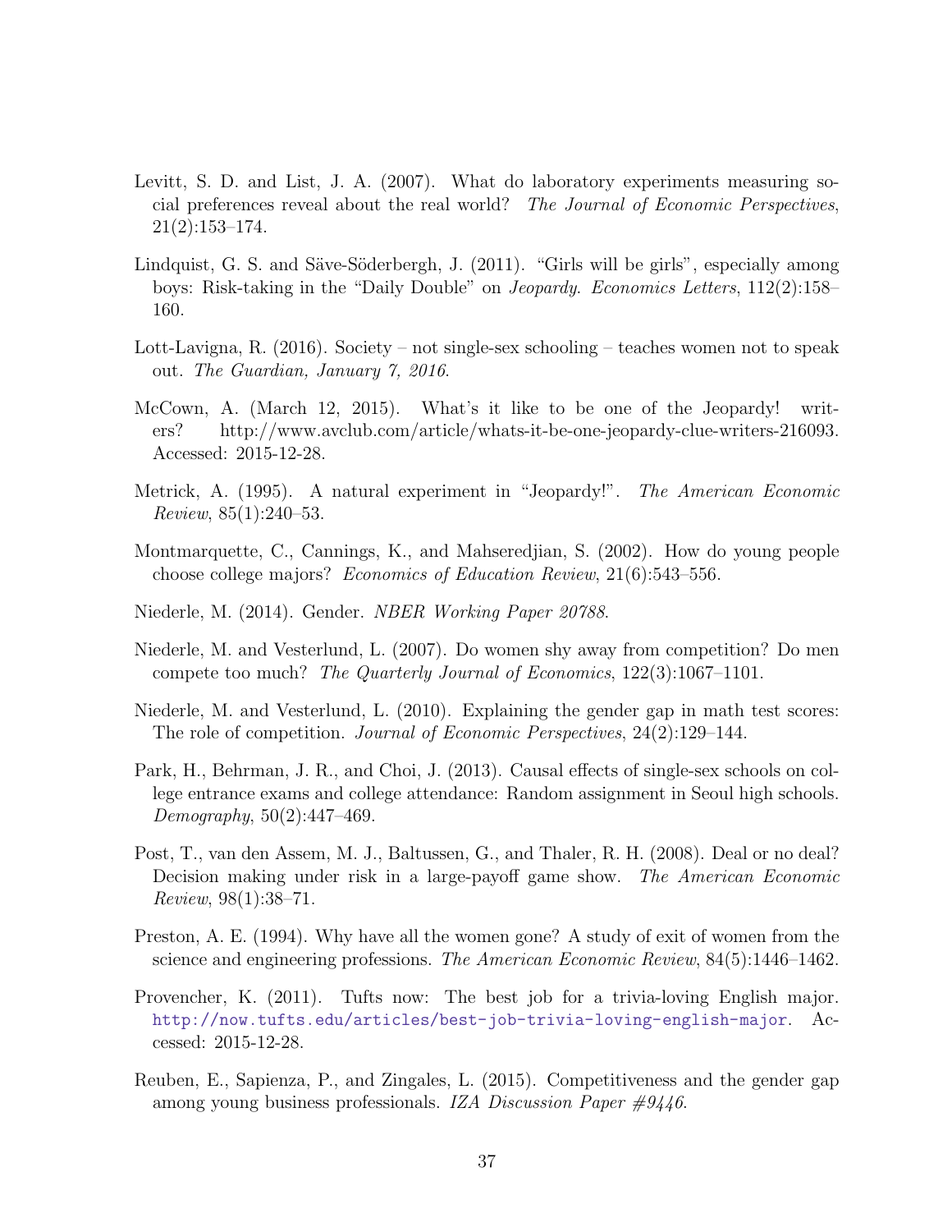Levitt, S. D. and List, J. A. (2007). What do laboratory experiments measuring social preferences reveal about the real world? *The Journal of Economic Perspectives*, 21(2):153–174.

Lindquist, G. S. and Säve-Söderbergh, J. (2011). "Girls will be girls", especially among boys: Risk-taking in the "Daily Double" on *Jeopardy*. *Economics Letters*, 112(2):158–160.

Lott-Lavigna, R. (2016). Society – not single-sex schooling – teaches women not to speak out. *The Guardian, January 7, 2016*.

McCown, A. (March 12, 2015). What's it like to be one of the Jeopardy! writers? http://www.avclub.com/article/whats-it-be-one-jeopardy-clue-writers-216093. Accessed: 2015-12-28.

Metrick, A. (1995). A natural experiment in "Jeopardy!". *The American Economic Review*, 85(1):240–53.

Montmarquette, C., Cannings, K., and Mahseredjian, S. (2002). How do young people choose college majors? *Economics of Education Review*, 21(6):543–556.

Niederle, M. (2014). Gender. *NBER Working Paper 20788*.

Niederle, M. and Vesterlund, L. (2007). Do women shy away from competition? Do men compete too much? *The Quarterly Journal of Economics*, 122(3):1067–1101.

Niederle, M. and Vesterlund, L. (2010). Explaining the gender gap in math test scores: The role of competition. *Journal of Economic Perspectives*, 24(2):129–144.

Park, H., Behrman, J. R., and Choi, J. (2013). Causal effects of single-sex schools on college entrance exams and college attendance: Random assignment in Seoul high schools. *Demography*, 50(2):447–469.

Post, T., van den Assem, M. J., Baltussen, G., and Thaler, R. H. (2008). Deal or no deal? Decision making under risk in a large-payoff game show. *The American Economic Review*, 98(1):38–71.

Preston, A. E. (1994). Why have all the women gone? A study of exit of women from the science and engineering professions. *The American Economic Review*, 84(5):1446–1462.

Provencher, K. (2011). Tufts now: The best job for a trivia-loving English major. http://now.tufts.edu/articles/best-job-trivia-loving-english-major. Accessed: 2015-12-28.

Reuben, E., Sapienza, P., and Zingales, L. (2015). Competitiveness and the gender gap among young business professionals. *IZA Discussion Paper #9446*.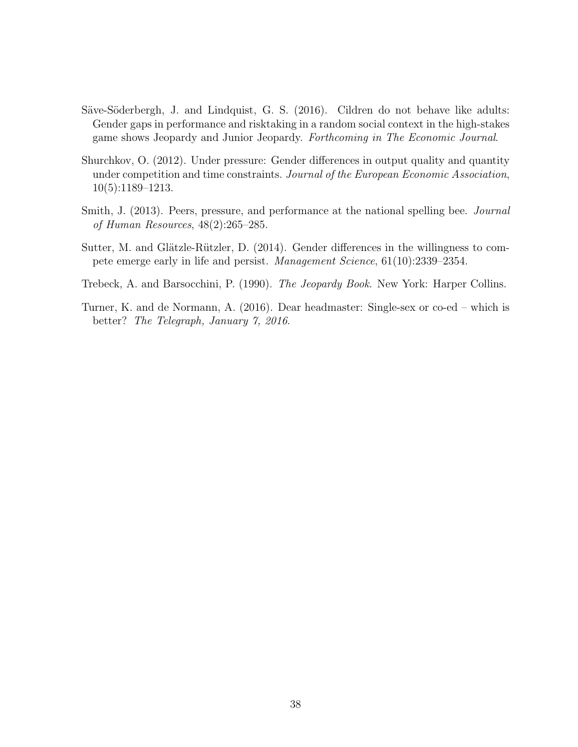Säve-Söderbergh, J. and Lindquist, G. S. (2016). Cildren do not behave like adults: Gender gaps in performance and risktaking in a random social context in the high-stakes game shows Jeopardy and Junior Jeopardy. *Forthcoming in The Economic Journal*.

Shurchkov, O. (2012). Under pressure: Gender differences in output quality and quantity under competition and time constraints. *Journal of the European Economic Association*, 10(5):1189–1213.

Smith, J. (2013). Peers, pressure, and performance at the national spelling bee. *Journal of Human Resources*, 48(2):265–285.

Sutter, M. and Glätzle-Rützler, D. (2014). Gender differences in the willingness to compete emerge early in life and persist. *Management Science*, 61(10):2339–2354.

Trebeck, A. and Barsocchini, P. (1990). *The Jeopardy Book*. New York: Harper Collins.

Turner, K. and de Normann, A. (2016). Dear headmaster: Single-sex or co-ed – which is better? *The Telegraph, January 7, 2016*.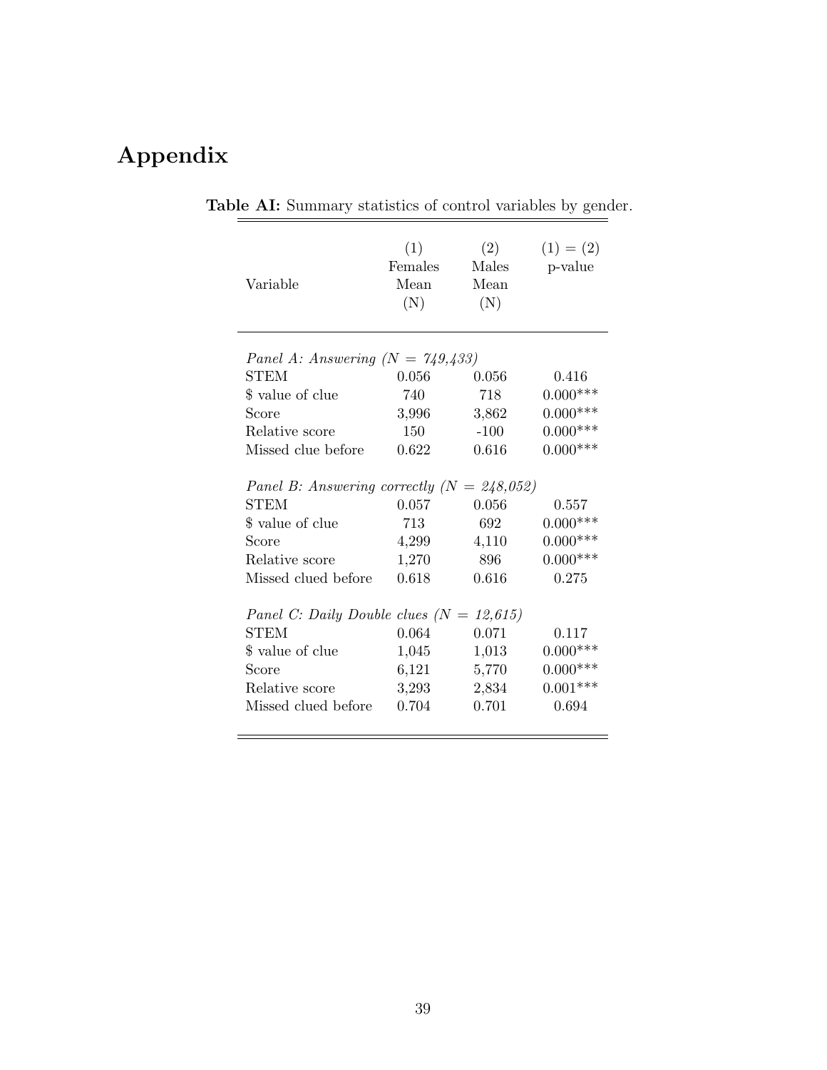# Appendix

**Table AI:** Summary statistics of control variables by gender.

| Variable | (1) Females Mean (N) | (2) Males Mean (N) | (1) = (2) p-value |
|---|---|---|---|
| *Panel A: Answering (N = 749,433)* | | | |
| STEM | 0.056 | 0.056 | 0.416 |
| $ value of clue | 740 | 718 | 0.000*** |
| Score | 3,996 | 3,862 | 0.000*** |
| Relative score | 150 | -100 | 0.000*** |
| Missed clue before | 0.622 | 0.616 | 0.000*** |
| *Panel B: Answering correctly (N = 248,052)* | | | |
| STEM | 0.057 | 0.056 | 0.557 |
| $ value of clue | 713 | 692 | 0.000*** |
| Score | 4,299 | 4,110 | 0.000*** |
| Relative score | 1,270 | 896 | 0.000*** |
| Missed clued before | 0.618 | 0.616 | 0.275 |
| *Panel C: Daily Double clues (N = 12,615)* | | | |
| STEM | 0.064 | 0.071 | 0.117 |
| $ value of clue | 1,045 | 1,013 | 0.000*** |
| Score | 6,121 | 5,770 | 0.000*** |
| Relative score | 3,293 | 2,834 | 0.001*** |
| Missed clued before | 0.704 | 0.701 | 0.694 |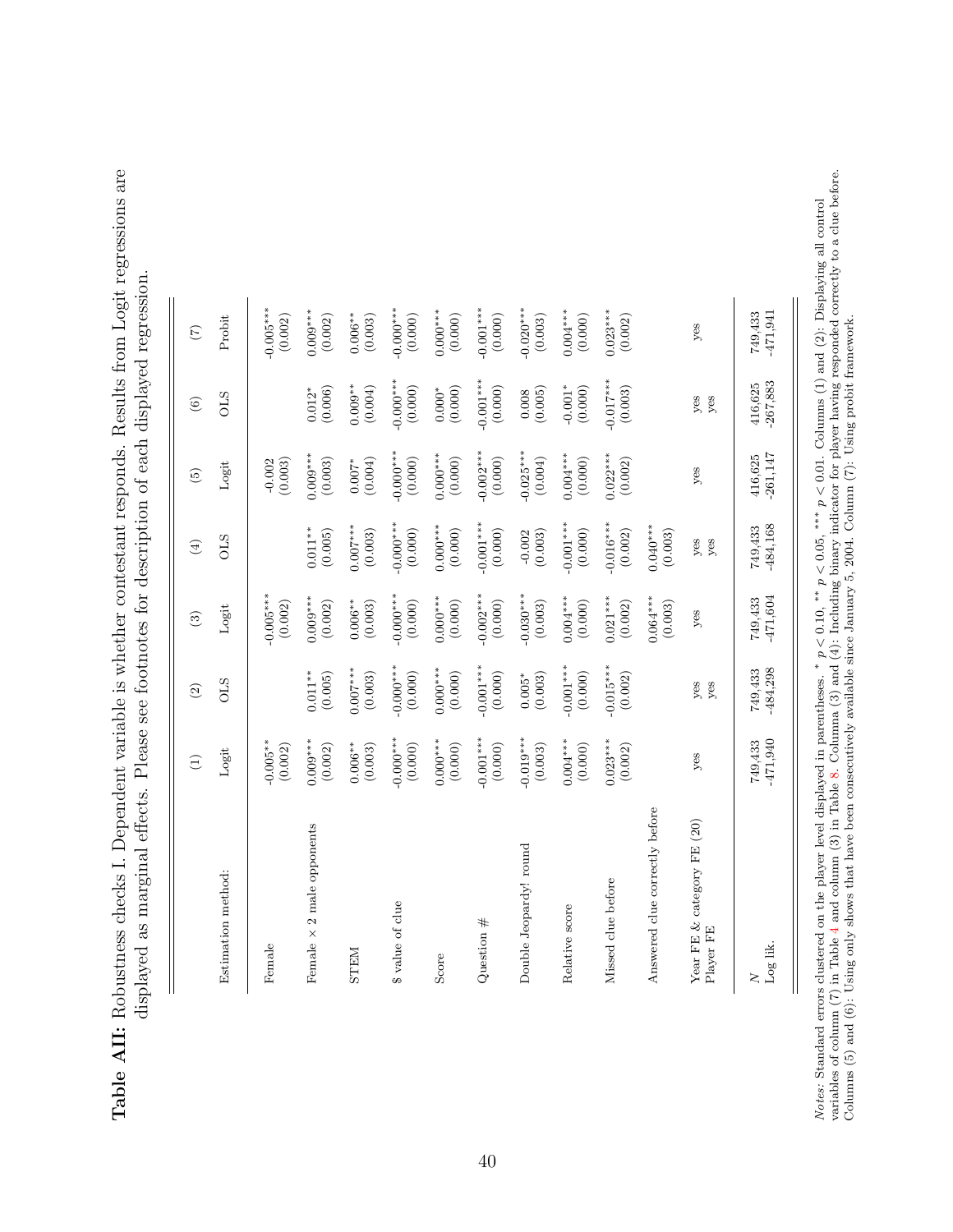**Table AII:** Robustness checks I. Dependent variable is whether contestant responds. Results from Logit regressions are displayed as marginal effects. Please see footnotes for description of each displayed regression.

| | (1) | (2) | (3) | (4) | (5) | (6) | (7) |
|---|---|---|---|---|---|---|---|
| Estimation method: | Logit | OLS | Logit | OLS | Logit | OLS | Probit |
| Female | -0.005** | | -0.005*** | | -0.002 | | -0.005*** |
| | (0.002) | | (0.002) | | (0.003) | | (0.002) |
| Female × 2 male opponents | 0.009*** | 0.011** | 0.009*** | 0.011** | 0.009*** | 0.012* | 0.009*** |
| | (0.002) | (0.005) | (0.002) | (0.005) | (0.003) | (0.006) | (0.002) |
| STEM | 0.006** | 0.007*** | 0.006** | 0.007*** | 0.007* | 0.009** | 0.006** |
| | (0.003) | (0.003) | (0.003) | (0.003) | (0.004) | (0.004) | (0.003) |
| $ value of clue | -0.000*** | -0.000*** | -0.000*** | -0.000*** | -0.000*** | -0.000*** | -0.000*** |
| | (0.000) | (0.000) | (0.000) | (0.000) | (0.000) | (0.000) | (0.000) |
| Score | 0.000*** | 0.000*** | 0.000*** | 0.000*** | 0.000*** | 0.000* | 0.000*** |
| | (0.000) | (0.000) | (0.000) | (0.000) | (0.000) | (0.000) | (0.000) |
| Question # | -0.001*** | -0.001*** | -0.002*** | -0.001*** | -0.002*** | -0.001*** | -0.001*** |
| | (0.000) | (0.000) | (0.000) | (0.000) | (0.000) | (0.000) | (0.000) |
| Double Jeopardy! round | -0.019*** | 0.005* | -0.030*** | -0.002 | -0.025*** | 0.008 | -0.020*** |
| | (0.003) | (0.003) | (0.003) | (0.003) | (0.004) | (0.005) | (0.003) |
| Relative score | 0.004*** | -0.001*** | 0.004*** | -0.001*** | 0.004*** | -0.001* | 0.004*** |
| | (0.000) | (0.000) | (0.000) | (0.000) | (0.000) | (0.000) | (0.000) |
| Missed clue before | 0.023*** | -0.015*** | 0.021*** | -0.016*** | 0.022*** | -0.017*** | 0.023*** |
| | (0.002) | (0.002) | (0.002) | (0.002) | (0.002) | (0.003) | (0.002) |
| Answered clue correctly before | | | 0.064*** | 0.040*** | | | |
| | | | (0.003) | (0.003) | | | |
| Year FE & category FE (20) | yes | yes | yes | yes | yes | yes | yes |
| Player FE | | yes | | yes | | yes | |
| $N$ | 749,433 | 749,433 | 749,433 | 749,433 | 416,625 | 416,625 | 749,433 |
| Log lik. | -471,940 | -484,298 | -471,604 | -484,168 | -261,147 | -267,883 | -471,941 |

*Notes:* Standard errors clustered on the player level displayed in parentheses. * $p < 0.10$, ** $p < 0.05$, *** $p < 0.01$. Columns (1) and (2): Displaying all control variables of column (7) in Table 4 and column (3) in Table 8. Columna (3) and (4): Including binary indicator for player having responded correctly to a clue before. Columns (5) and (6): Using only shows that have been consecutively available since January 5, 2004. Column (7): Using probit framework.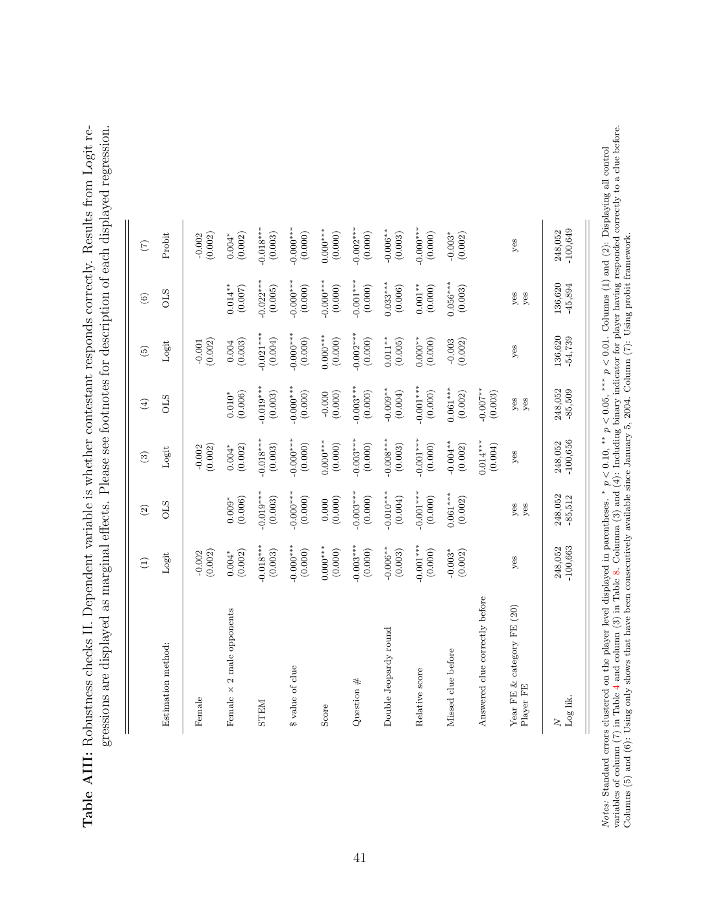**Table AIII:** Robustness checks II. Dependent variable is whether contestant responds correctly. Results from Logit regressions are displayed as marginal effects. Please see footnotes for description of each displayed regression.

| | (1) | (2) | (3) | (4) | (5) | (6) | (7) |
|---|---|---|---|---|---|---|---|
| Estimation method: | Logit | OLS | Logit | OLS | Logit | OLS | Probit |
| Female | -0.002 | | -0.002 | | -0.001 | | -0.002 |
| | (0.002) | | (0.002) | | (0.002) | | (0.002) |
| Female × 2 male opponents | 0.004* | 0.009* | 0.004* | 0.010* | 0.004 | 0.014** | 0.004* |
| | (0.002) | (0.006) | (0.002) | (0.006) | (0.003) | (0.007) | (0.002) |
| STEM | -0.018*** | -0.019*** | -0.018*** | -0.019*** | -0.021*** | -0.022*** | -0.018*** |
| | (0.003) | (0.003) | (0.003) | (0.003) | (0.004) | (0.005) | (0.003) |
| $ value of clue | -0.000*** | -0.000*** | -0.000*** | -0.000*** | -0.000*** | -0.000*** | -0.000*** |
| | (0.000) | (0.000) | (0.000) | (0.000) | (0.000) | (0.000) | (0.000) |
| Score | 0.000*** | 0.000 | 0.000*** | -0.000 | 0.000*** | -0.000*** | 0.000*** |
| | (0.000) | (0.000) | (0.000) | (0.000) | (0.000) | (0.000) | (0.000) |
| Question # | -0.003*** | -0.003*** | -0.003*** | -0.003*** | -0.002*** | -0.001*** | -0.002*** |
| | (0.000) | (0.000) | (0.000) | (0.000) | (0.000) | (0.000) | (0.000) |
| Double Jeopardy round | -0.006** | -0.010*** | -0.008*** | -0.009** | 0.011** | 0.033*** | -0.006** |
| | (0.003) | (0.004) | (0.003) | (0.004) | (0.005) | (0.006) | (0.003) |
| Relative score | -0.001*** | -0.001*** | -0.001*** | -0.001*** | 0.000** | 0.001** | -0.000*** |
| | (0.000) | (0.000) | (0.000) | (0.000) | (0.000) | (0.000) | (0.000) |
| Missed clue before | -0.003* | 0.061*** | -0.004** | 0.061*** | -0.003 | 0.056*** | -0.003* |
| | (0.002) | (0.002) | (0.002) | (0.002) | (0.002) | (0.003) | (0.002) |
| Answered clue correctly before | | | 0.014*** | -0.007** | | | |
| | | | (0.004) | (0.003) | | | |
| Year FE & category FE (20) | yes | yes | yes | yes | yes | yes | yes |
| Player FE | | yes | | yes | | yes | |
| $N$ | 248,052 | 248,052 | 248,052 | 248,052 | 136,620 | 136,620 | 248,052 |
| Log lik. | -100,663 | -85,512 | -100,656 | -85,509 | -54,739 | -45,894 | -100,649 |

*Notes:* Standard errors clustered on the player level displayed in parentheses. * $p < 0.10$, ** $p < 0.05$, *** $p < 0.01$. Columns (1) and (2): Displaying all control variables of column (7) in Table 4 and column (3) in Table 8. Columna (3) and (4): Including binary indicator for player having responded correctly to a clue before. Columns (5) and (6): Using only shows that have been consecutively available since January 5, 2004. Column (7): Using probit framework.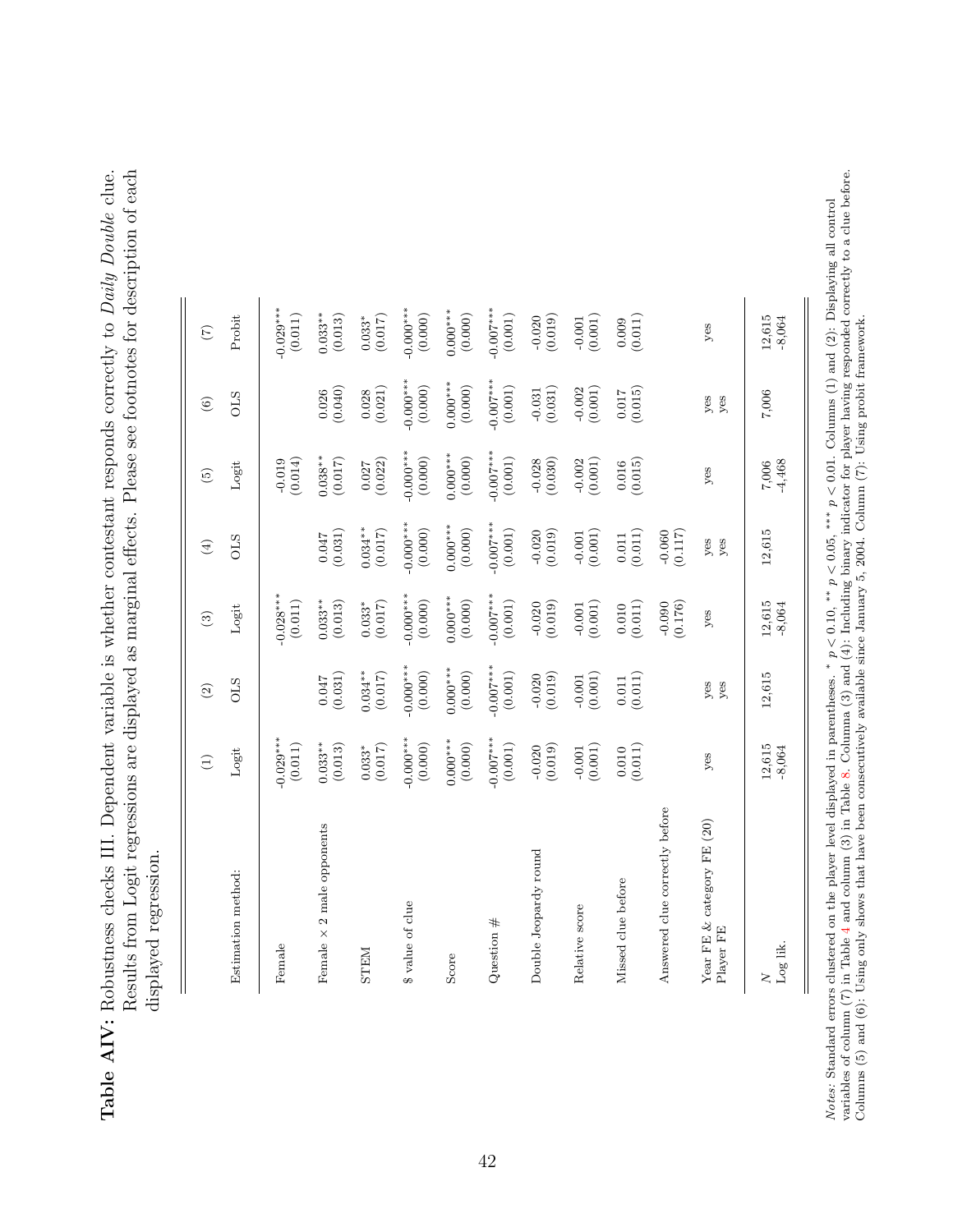**Table AIV:** Robustness checks III. Dependent variable is whether contestant responds correctly to *Daily Double* clue. Results from Logit regressions are displayed as marginal effects. Please see footnotes for description of each displayed regression.

| | (1) | (2) | (3) | (4) | (5) | (6) | (7) |
|---|---|---|---|---|---|---|---|
| Estimation method: | Logit | OLS | Logit | OLS | Logit | OLS | Probit |
| Female | -0.029*** (0.011) | | -0.028*** (0.011) | | -0.019 (0.014) | | -0.029*** (0.011) |
| Female × 2 male opponents | 0.033** (0.013) | 0.047 (0.031) | 0.033** (0.013) | 0.047 (0.031) | 0.038** (0.017) | 0.026 (0.040) | 0.033** (0.013) |
| STEM | 0.033* (0.017) | 0.034** (0.017) | 0.033* (0.017) | 0.034** (0.017) | 0.027 (0.022) | 0.028 (0.021) | 0.033* (0.017) |
| $ value of clue | -0.000*** (0.000) | -0.000*** (0.000) | -0.000*** (0.000) | -0.000*** (0.000) | -0.000*** (0.000) | -0.000*** (0.000) | -0.000*** (0.000) |
| Score | 0.000*** (0.000) | 0.000*** (0.000) | 0.000*** (0.000) | 0.000*** (0.000) | 0.000*** (0.000) | 0.000*** (0.000) | 0.000*** (0.000) |
| Question # | -0.007*** (0.001) | -0.007*** (0.001) | -0.007*** (0.001) | -0.007*** (0.001) | -0.007*** (0.001) | -0.007*** (0.001) | -0.007*** (0.001) |
| Double Jeopardy round | -0.020 (0.019) | -0.020 (0.019) | -0.020 (0.019) | -0.020 (0.019) | -0.028 (0.030) | -0.031 (0.031) | -0.020 (0.019) |
| Relative score | -0.001 (0.001) | -0.001 (0.001) | -0.001 (0.001) | -0.001 (0.001) | -0.002 (0.001) | -0.002 (0.001) | -0.001 (0.001) |
| Missed clue before | 0.010 (0.011) | 0.011 (0.011) | 0.010 (0.011) | 0.011 (0.011) | 0.016 (0.015) | 0.017 (0.015) | 0.009 (0.011) |
| Answered clue correctly before | | | -0.090 (0.176) | -0.060 (0.117) | | | |
| Year FE & category FE (20) | yes | yes | yes | yes | yes | yes | yes |
| Player FE | | yes | | yes | | yes | |
| $N$ | 12,615 | 12,615 | 12,615 | 12,615 | 7,006 | 7,006 | 12,615 |
| Log lik. | -8,064 | | -8,064 | | -4,468 | | -8,064 |

*Notes*: Standard errors clustered on the player level displayed in parentheses. * $p < 0.10$, ** $p < 0.05$, *** $p < 0.01$. Columns (1) and (2): Displaying all control variables of column (7) in Table 4 and column (3) in Table 8. Columns (3) and (4): Including binary indicator for player having responded correctly to a clue before. Columns (5) and (6): Using only shows that have been consecutively available since January 5, 2004. Column (7): Using probit framework.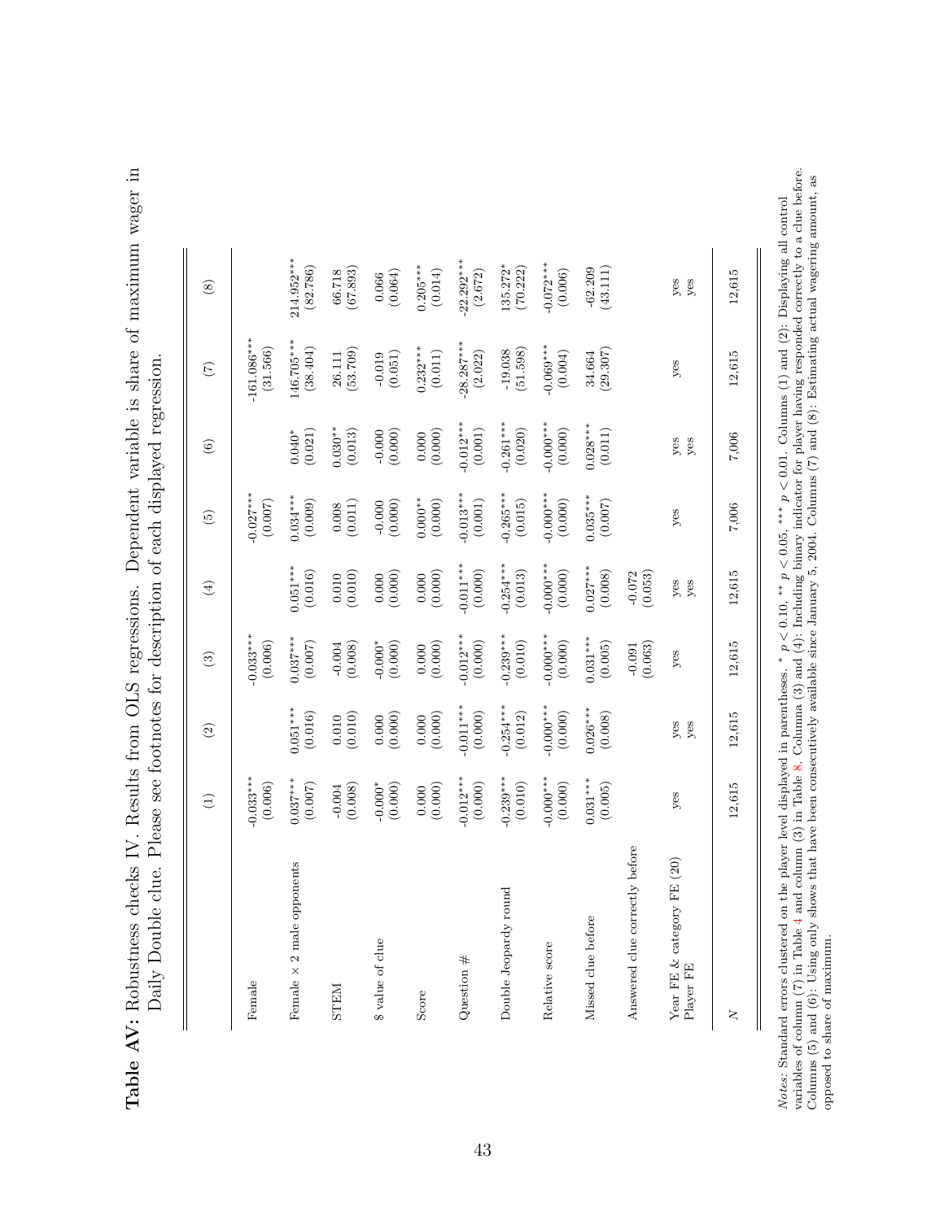**Table AV:** Robustness checks IV. Results from OLS regressions. Dependent variable is share of maximum wager in Daily Double clue. Please see footnotes for description of each displayed regression.

| | (1) | (2) | (3) | (4) | (5) | (6) | (7) | (8) |
|---|---|---|---|---|---|---|---|---|
| Female | -0.033*** | | -0.033*** | | -0.027*** | | -161.086*** | |
| | (0.006) | | (0.006) | | (0.007) | | (31.566) | |
| Female × 2 male opponents | 0.037*** | 0.051*** | 0.037*** | 0.051*** | 0.034*** | 0.040* | 146.705*** | 214.952*** |
| | (0.007) | (0.016) | (0.007) | (0.016) | (0.009) | (0.021) | (38.404) | (82.786) |
| STEM | -0.004 | 0.010 | -0.004 | 0.010 | 0.008 | 0.030** | 26.111 | 66.718 |
| | (0.008) | (0.010) | (0.008) | (0.010) | (0.011) | (0.013) | (53.709) | (67.893) |
| $ value of clue | -0.000* | 0.000 | -0.000* | 0.000 | -0.000 | -0.000 | -0.019 | 0.066 |
| | (0.000) | (0.000) | (0.000) | (0.000) | (0.000) | (0.000) | (0.051) | (0.064) |
| Score | 0.000 | 0.000 | 0.000 | 0.000 | 0.000** | 0.000 | 0.232*** | 0.205*** |
| | (0.000) | (0.000) | (0.000) | (0.000) | (0.000) | (0.000) | (0.011) | (0.014) |
| Question # | -0.012*** | -0.011*** | -0.012*** | -0.011*** | -0.013*** | -0.012*** | -28.287*** | -22.292*** |
| | (0.000) | (0.000) | (0.000) | (0.000) | (0.001) | (0.001) | (2.022) | (2.672) |
| Double Jeopardy round | -0.239*** | -0.254*** | -0.239*** | -0.254*** | -0.265*** | -0.261*** | -19.038 | 135.272* |
| | (0.010) | (0.012) | (0.010) | (0.013) | (0.015) | (0.020) | (51.598) | (70.222) |
| Relative score | -0.000*** | -0.000*** | -0.000*** | -0.000*** | -0.000*** | -0.000*** | -0.069*** | -0.072*** |
| | (0.000) | (0.000) | (0.000) | (0.000) | (0.000) | (0.000) | (0.004) | (0.006) |
| Missed clue before | 0.031*** | 0.026*** | 0.031*** | 0.027*** | 0.035*** | 0.028*** | 34.664 | -62.209 |
| | (0.005) | (0.008) | (0.005) | (0.008) | (0.007) | (0.011) | (29.307) | (43.111) |
| Answered clue correctly before | | | -0.091 | -0.072 | | | | |
| | | | (0.063) | (0.053) | | | | |
| Year FE & category FE (20) | yes | yes | yes | yes | yes | yes | yes | yes |
| Player FE | | yes | | yes | | yes | | yes |
| $N$ | 12,615 | 12,615 | 12,615 | 12,615 | 7,006 | 7,006 | 12,615 | 12,615 |

*Notes:* Standard errors clustered on the player level displayed in parentheses. * $p < 0.10$, ** $p < 0.05$, *** $p < 0.01$. Columns (1) and (2): Displaying all control variables of column (7) in Table 4 and column (3) in Table 8. Columna (3) and (4): Including binary indicator for player having responded correctly to a clue before. Columns (5) and (6): Using only shows that have been consecutively available since January 5, 2004. Columns (7) and (8): Estimating actual wagering amount, as opposed to share of maximum.